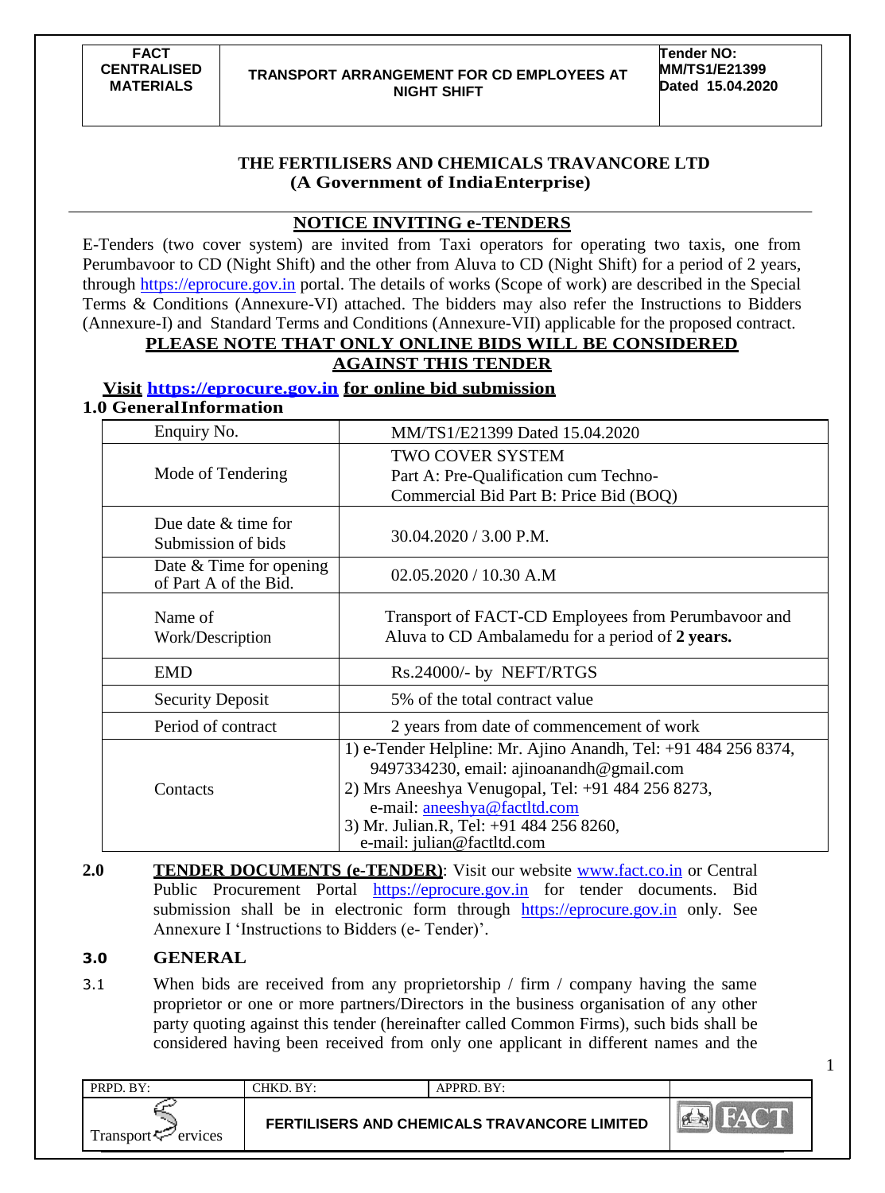## THE FERTILISERS AND CHEMICALS TRAVANCORE LTD
**(A Government of India Enterprise)**

## NOTICE INVITING e-TENDERS

E-Tenders (two cover system) are invited from Taxi operators for operating two taxis, one from Perumbavoor to CD (Night Shift) and the other from Aluva to CD (Night Shift) for a period of 2 years, through https://eprocure.gov.in portal. The details of works (Scope of work) are described in the Special Terms & Conditions (Annexure-VI) attached. The bidders may also refer the Instructions to Bidders (Annexure-I) and Standard Terms and Conditions (Annexure-VII) applicable for the proposed contract.

**PLEASE NOTE THAT ONLY ONLINE BIDS WILL BE CONSIDERED AGAINST THIS TENDER**

**Visit https://eprocure.gov.in for online bid submission**

### 1.0 General Information

| | |
|---|---|
| Enquiry No. | MM/TS1/E21399 Dated 15.04.2020 |
| Mode of Tendering | TWO COVER SYSTEM<br>Part A: Pre-Qualification cum Techno-Commercial Bid Part B: Price Bid (BOQ) |
| Due date & time for Submission of bids | 30.04.2020 / 3.00 P.M. |
| Date & Time for opening of Part A of the Bid. | 02.05.2020 / 10.30 A.M |
| Name of Work/Description | Transport of FACT-CD Employees from Perumbavoor and Aluva to CD Ambalamedu for a period of **2 years.** |
| EMD | Rs.24000/- by NEFT/RTGS |
| Security Deposit | 5% of the total contract value |
| Period of contract | 2 years from date of commencement of work |
| Contacts | 1) e-Tender Helpline: Mr. Ajino Anandh, Tel: +91 484 256 8374, 9497334230, email: ajinoanandh@gmail.com<br>2) Mrs Aneeshya Venugopal, Tel: +91 484 256 8273, e-mail: aneeshya@factltd.com<br>3) Mr. Julian.R, Tel: +91 484 256 8260, e-mail: julian@factltd.com |

**2.0** **TENDER DOCUMENTS (e-TENDER)**: Visit our website www.fact.co.in or Central Public Procurement Portal https://eprocure.gov.in for tender documents. Bid submission shall be in electronic form through https://eprocure.gov.in only. See Annexure I 'Instructions to Bidders (e- Tender)'.

### 3.0 GENERAL

3.1 When bids are received from any proprietorship / firm / company having the same proprietor or one or more partners/Directors in the business organisation of any other party quoting against this tender (hereinafter called Common Firms), such bids shall be considered having been received from only one applicant in different names and the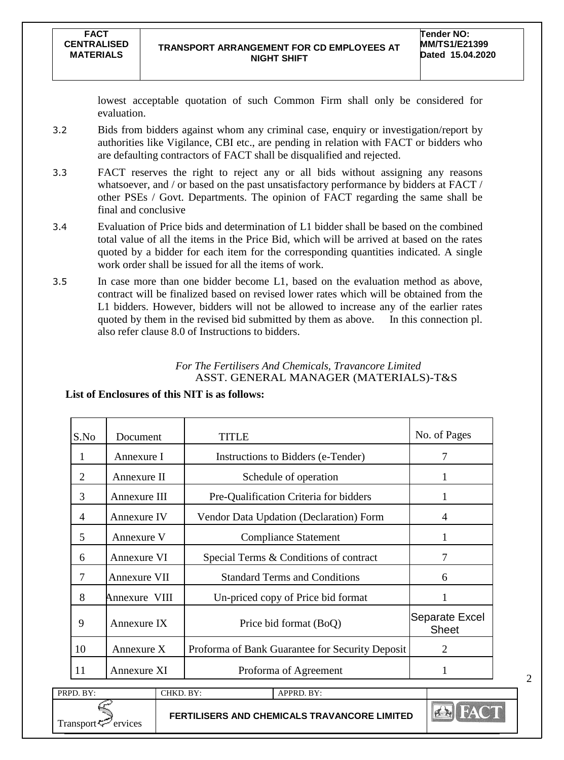lowest acceptable quotation of such Common Firm shall only be considered for evaluation.

3.2 Bids from bidders against whom any criminal case, enquiry or investigation/report by authorities like Vigilance, CBI etc., are pending in relation with FACT or bidders who are defaulting contractors of FACT shall be disqualified and rejected.

3.3 FACT reserves the right to reject any or all bids without assigning any reasons whatsoever, and / or based on the past unsatisfactory performance by bidders at FACT / other PSEs / Govt. Departments. The opinion of FACT regarding the same shall be final and conclusive

3.4 Evaluation of Price bids and determination of L1 bidder shall be based on the combined total value of all the items in the Price Bid, which will be arrived at based on the rates quoted by a bidder for each item for the corresponding quantities indicated. A single work order shall be issued for all the items of work.

3.5 In case more than one bidder become L1, based on the evaluation method as above, contract will be finalized based on revised lower rates which will be obtained from the L1 bidders. However, bidders will not be allowed to increase any of the earlier rates quoted by them in the revised bid submitted by them as above. In this connection pl. also refer clause 8.0 of Instructions to bidders.

*For The Fertilisers And Chemicals, Travancore Limited*
ASST. GENERAL MANAGER (MATERIALS)-T&S

**List of Enclosures of this NIT is as follows:**

| S.No | Document | TITLE | No. of Pages |
|---|---|---|---|
| 1 | Annexure I | Instructions to Bidders (e-Tender) | 7 |
| 2 | Annexure II | Schedule of operation | 1 |
| 3 | Annexure III | Pre-Qualification Criteria for bidders | 1 |
| 4 | Annexure IV | Vendor Data Updation (Declaration) Form | 4 |
| 5 | Annexure V | Compliance Statement | 1 |
| 6 | Annexure VI | Special Terms & Conditions of contract | 7 |
| 7 | Annexure VII | Standard Terms and Conditions | 6 |
| 8 | Annexure VIII | Un-priced copy of Price bid format | 1 |
| 9 | Annexure IX | Price bid format (BoQ) | Separate Excel Sheet |
| 10 | Annexure X | Proforma of Bank Guarantee for Security Deposit | 2 |
| 11 | Annexure XI | Proforma of Agreement | 1 |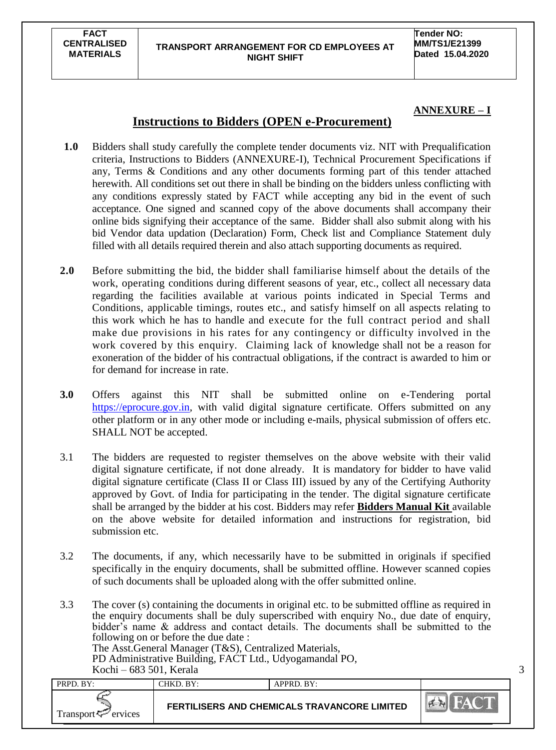**ANNEXURE – I**

## Instructions to Bidders (OPEN e-Procurement)

**1.0** Bidders shall study carefully the complete tender documents viz. NIT with Prequalification criteria, Instructions to Bidders (ANNEXURE-I), Technical Procurement Specifications if any, Terms & Conditions and any other documents forming part of this tender attached herewith. All conditions set out there in shall be binding on the bidders unless conflicting with any conditions expressly stated by FACT while accepting any bid in the event of such acceptance. One signed and scanned copy of the above documents shall accompany their online bids signifying their acceptance of the same. Bidder shall also submit along with his bid Vendor data updation (Declaration) Form, Check list and Compliance Statement duly filled with all details required therein and also attach supporting documents as required.

**2.0** Before submitting the bid, the bidder shall familiarise himself about the details of the work, operating conditions during different seasons of year, etc., collect all necessary data regarding the facilities available at various points indicated in Special Terms and Conditions, applicable timings, routes etc., and satisfy himself on all aspects relating to this work which he has to handle and execute for the full contract period and shall make due provisions in his rates for any contingency or difficulty involved in the work covered by this enquiry. Claiming lack of knowledge shall not be a reason for exoneration of the bidder of his contractual obligations, if the contract is awarded to him or for demand for increase in rate.

**3.0** Offers against this NIT shall be submitted online on e-Tendering portal https://eprocure.gov.in, with valid digital signature certificate. Offers submitted on any other platform or in any other mode or including e-mails, physical submission of offers etc. SHALL NOT be accepted.

3.1 The bidders are requested to register themselves on the above website with their valid digital signature certificate, if not done already. It is mandatory for bidder to have valid digital signature certificate (Class II or Class III) issued by any of the Certifying Authority approved by Govt. of India for participating in the tender. The digital signature certificate shall be arranged by the bidder at his cost. Bidders may refer **Bidders Manual Kit** available on the above website for detailed information and instructions for registration, bid submission etc.

3.2 The documents, if any, which necessarily have to be submitted in originals if specified specifically in the enquiry documents, shall be submitted offline. However scanned copies of such documents shall be uploaded along with the offer submitted online.

3.3 The cover (s) containing the documents in original etc. to be submitted offline as required in the enquiry documents shall be duly superscribed with enquiry No., due date of enquiry, bidder's name & address and contact details. The documents shall be submitted to the following on or before the due date :
The Asst.General Manager (T&S), Centralized Materials,
PD Administrative Building, FACT Ltd., Udyogamandal PO,
Kochi – 683 501, Kerala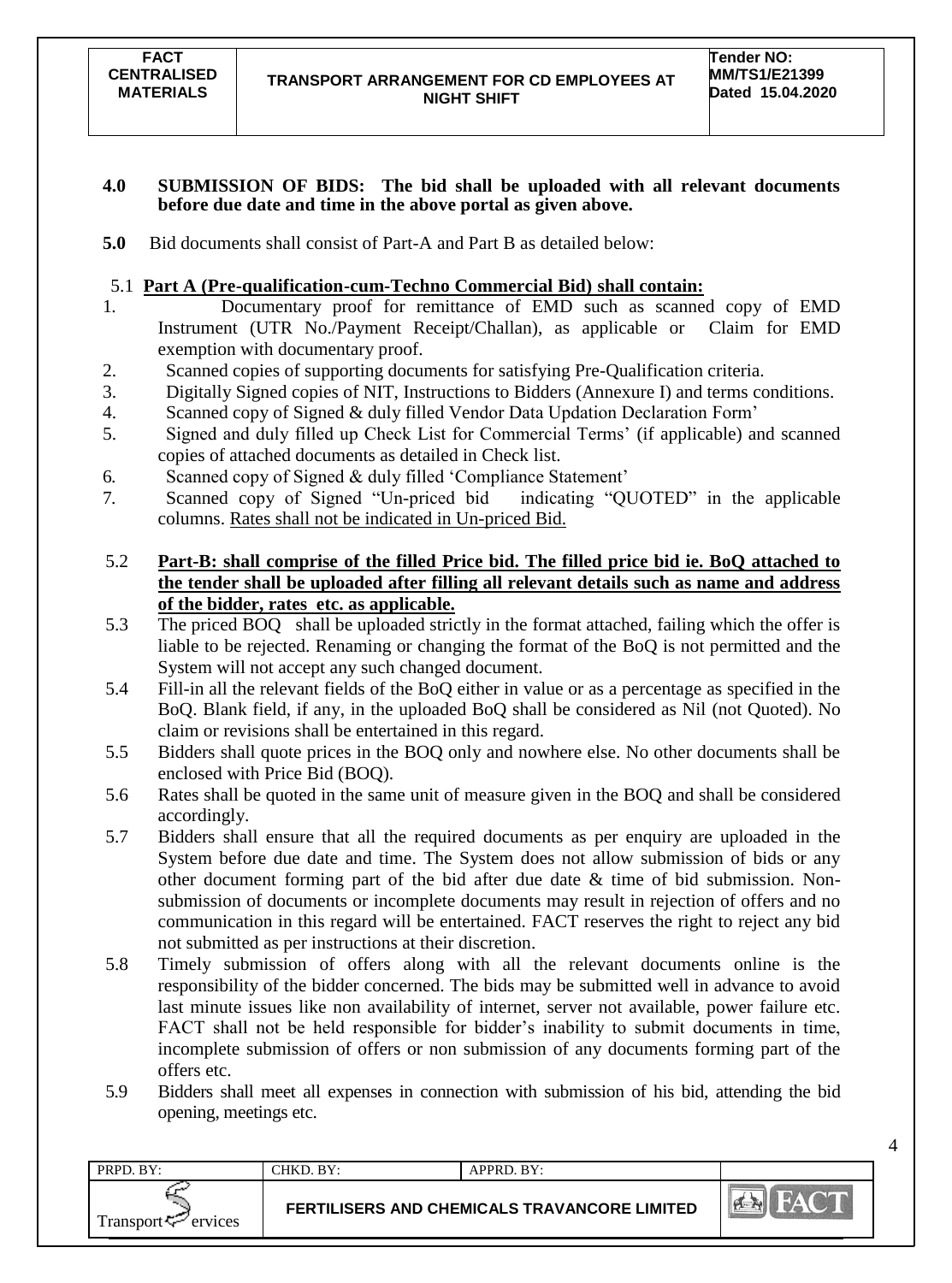**4.0 SUBMISSION OF BIDS: The bid shall be uploaded with all relevant documents before due date and time in the above portal as given above.**

**5.0** Bid documents shall consist of Part-A and Part B as detailed below:

5.1 **Part A (Pre-qualification-cum-Techno Commercial Bid) shall contain:**

1. Documentary proof for remittance of EMD such as scanned copy of EMD Instrument (UTR No./Payment Receipt/Challan), as applicable or Claim for EMD exemption with documentary proof.
2. Scanned copies of supporting documents for satisfying Pre-Qualification criteria.
3. Digitally Signed copies of NIT, Instructions to Bidders (Annexure I) and terms conditions.
4. Scanned copy of Signed & duly filled Vendor Data Updation Declaration Form'
5. Signed and duly filled up Check List for Commercial Terms' (if applicable) and scanned copies of attached documents as detailed in Check list.
6. Scanned copy of Signed & duly filled 'Compliance Statement'
7. Scanned copy of Signed "Un-priced bid indicating "QUOTED" in the applicable columns. Rates shall not be indicated in Un-priced Bid.

5.2 **Part-B: shall comprise of the filled Price bid. The filled price bid ie. BoQ attached to the tender shall be uploaded after filling all relevant details such as name and address of the bidder, rates etc. as applicable.**

5.3 The priced BOQ shall be uploaded strictly in the format attached, failing which the offer is liable to be rejected. Renaming or changing the format of the BoQ is not permitted and the System will not accept any such changed document.

5.4 Fill-in all the relevant fields of the BoQ either in value or as a percentage as specified in the BoQ. Blank field, if any, in the uploaded BoQ shall be considered as Nil (not Quoted). No claim or revisions shall be entertained in this regard.

5.5 Bidders shall quote prices in the BOQ only and nowhere else. No other documents shall be enclosed with Price Bid (BOQ).

5.6 Rates shall be quoted in the same unit of measure given in the BOQ and shall be considered accordingly.

5.7 Bidders shall ensure that all the required documents as per enquiry are uploaded in the System before due date and time. The System does not allow submission of bids or any other document forming part of the bid after due date & time of bid submission. Non-submission of documents or incomplete documents may result in rejection of offers and no communication in this regard will be entertained. FACT reserves the right to reject any bid not submitted as per instructions at their discretion.

5.8 Timely submission of offers along with all the relevant documents online is the responsibility of the bidder concerned. The bids may be submitted well in advance to avoid last minute issues like non availability of internet, server not available, power failure etc. FACT shall not be held responsible for bidder's inability to submit documents in time, incomplete submission of offers or non submission of any documents forming part of the offers etc.

5.9 Bidders shall meet all expenses in connection with submission of his bid, attending the bid opening, meetings etc.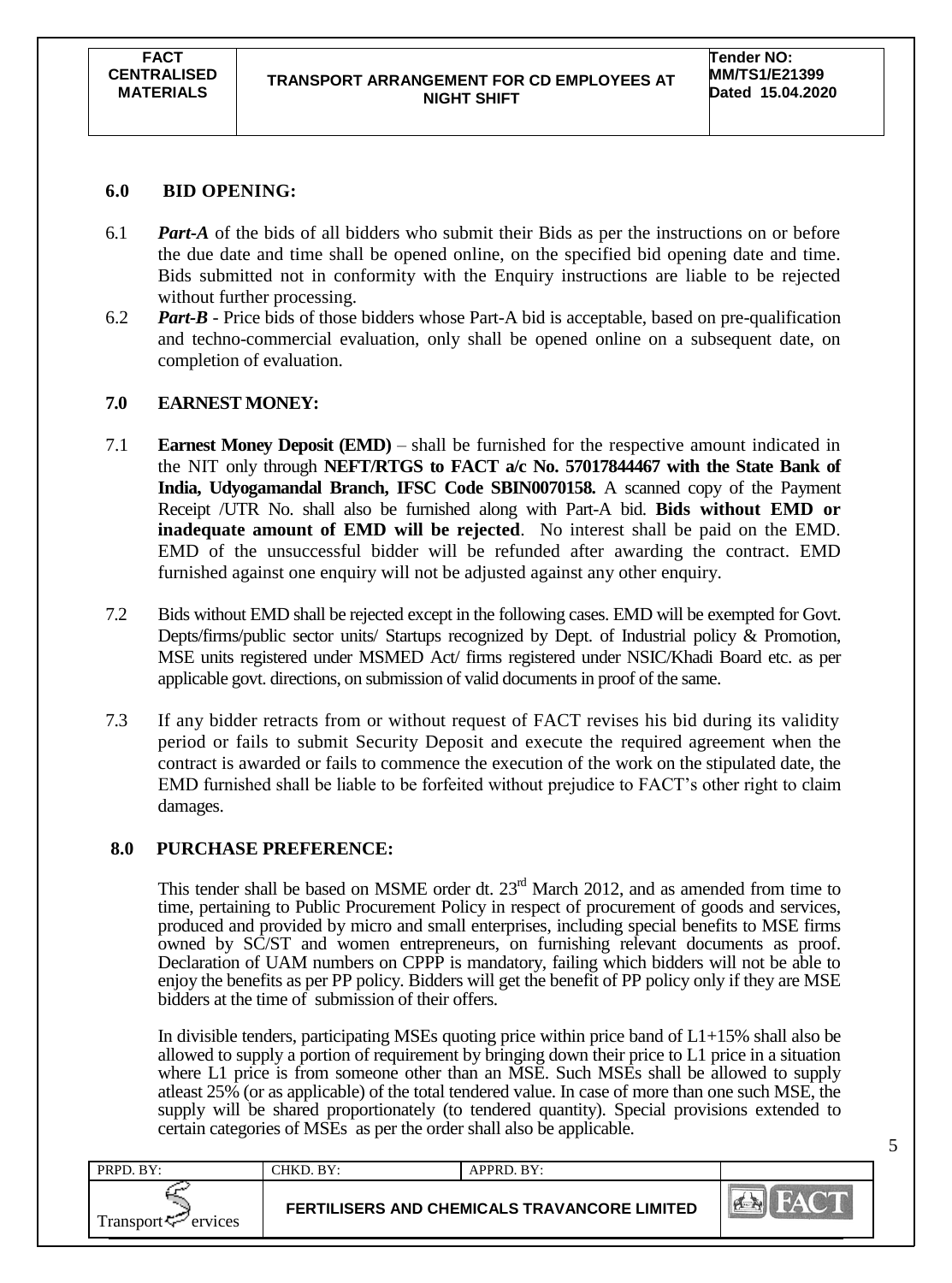## 6.0 BID OPENING:

6.1 ***Part-A*** of the bids of all bidders who submit their Bids as per the instructions on or before the due date and time shall be opened online, on the specified bid opening date and time. Bids submitted not in conformity with the Enquiry instructions are liable to be rejected without further processing.

6.2 ***Part-B*** - Price bids of those bidders whose Part-A bid is acceptable, based on pre-qualification and techno-commercial evaluation, only shall be opened online on a subsequent date, on completion of evaluation.

## 7.0 EARNEST MONEY:

7.1 **Earnest Money Deposit (EMD)** – shall be furnished for the respective amount indicated in the NIT only through **NEFT/RTGS to FACT a/c No. 57017844467 with the State Bank of India, Udyogamandal Branch, IFSC Code SBIN0070158.** A scanned copy of the Payment Receipt /UTR No. shall also be furnished along with Part-A bid. **Bids without EMD or inadequate amount of EMD will be rejected**. No interest shall be paid on the EMD. EMD of the unsuccessful bidder will be refunded after awarding the contract. EMD furnished against one enquiry will not be adjusted against any other enquiry.

7.2 Bids without EMD shall be rejected except in the following cases. EMD will be exempted for Govt. Depts/firms/public sector units/ Startups recognized by Dept. of Industrial policy & Promotion, MSE units registered under MSMED Act/ firms registered under NSIC/Khadi Board etc. as per applicable govt. directions, on submission of valid documents in proof of the same.

7.3 If any bidder retracts from or without request of FACT revises his bid during its validity period or fails to submit Security Deposit and execute the required agreement when the contract is awarded or fails to commence the execution of the work on the stipulated date, the EMD furnished shall be liable to be forfeited without prejudice to FACT's other right to claim damages.

## 8.0 PURCHASE PREFERENCE:

This tender shall be based on MSME order dt. 23rd March 2012, and as amended from time to time, pertaining to Public Procurement Policy in respect of procurement of goods and services, produced and provided by micro and small enterprises, including special benefits to MSE firms owned by SC/ST and women entrepreneurs, on furnishing relevant documents as proof. Declaration of UAM numbers on CPPP is mandatory, failing which bidders will not be able to enjoy the benefits as per PP policy. Bidders will get the benefit of PP policy only if they are MSE bidders at the time of submission of their offers.

In divisible tenders, participating MSEs quoting price within price band of L1+15% shall also be allowed to supply a portion of requirement by bringing down their price to L1 price in a situation where L1 price is from someone other than an MSE. Such MSEs shall be allowed to supply atleast 25% (or as applicable) of the total tendered value. In case of more than one such MSE, the supply will be shared proportionately (to tendered quantity). Special provisions extended to certain categories of MSEs as per the order shall also be applicable.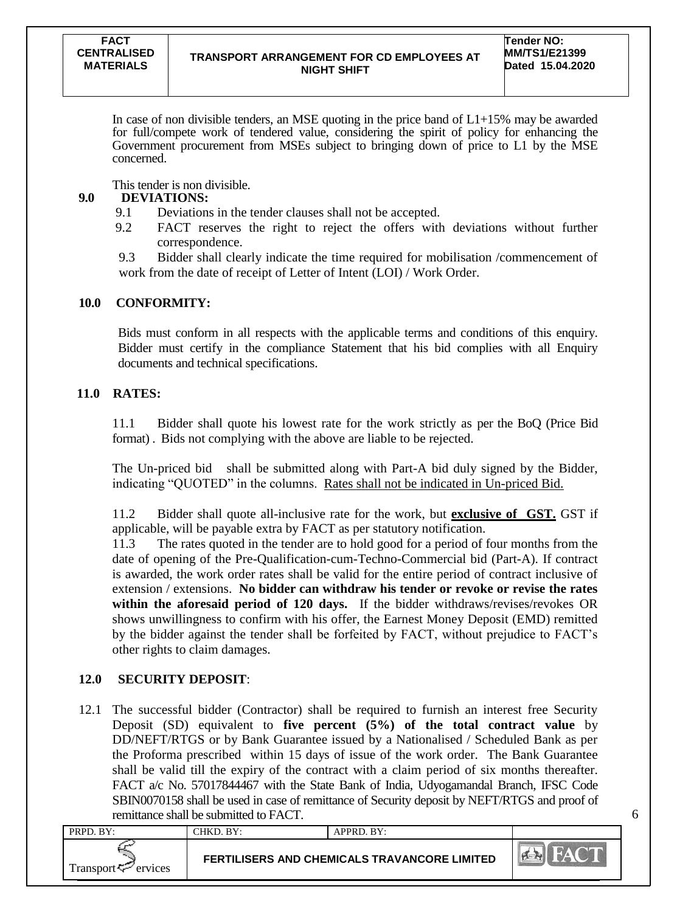In case of non divisible tenders, an MSE quoting in the price band of L1+15% may be awarded for full/compete work of tendered value, considering the spirit of policy for enhancing the Government procurement from MSEs subject to bringing down of price to L1 by the MSE concerned.

This tender is non divisible.

## 9.0 DEVIATIONS:

9.1 Deviations in the tender clauses shall not be accepted.

9.2 FACT reserves the right to reject the offers with deviations without further correspondence.

9.3 Bidder shall clearly indicate the time required for mobilisation /commencement of work from the date of receipt of Letter of Intent (LOI) / Work Order.

## 10.0 CONFORMITY:

Bids must conform in all respects with the applicable terms and conditions of this enquiry. Bidder must certify in the compliance Statement that his bid complies with all Enquiry documents and technical specifications.

## 11.0 RATES:

11.1 Bidder shall quote his lowest rate for the work strictly as per the BoQ (Price Bid format) . Bids not complying with the above are liable to be rejected.

The Un-priced bid shall be submitted along with Part-A bid duly signed by the Bidder, indicating "QUOTED" in the columns. Rates shall not be indicated in Un-priced Bid.

11.2 Bidder shall quote all-inclusive rate for the work, but **exclusive of GST.** GST if applicable, will be payable extra by FACT as per statutory notification.

11.3 The rates quoted in the tender are to hold good for a period of four months from the date of opening of the Pre-Qualification-cum-Techno-Commercial bid (Part-A). If contract is awarded, the work order rates shall be valid for the entire period of contract inclusive of extension / extensions. **No bidder can withdraw his tender or revoke or revise the rates within the aforesaid period of 120 days.** If the bidder withdraws/revises/revokes OR shows unwillingness to confirm with his offer, the Earnest Money Deposit (EMD) remitted by the bidder against the tender shall be forfeited by FACT, without prejudice to FACT's other rights to claim damages.

## 12.0 SECURITY DEPOSIT:

12.1 The successful bidder (Contractor) shall be required to furnish an interest free Security Deposit (SD) equivalent to **five percent (5%) of the total contract value** by DD/NEFT/RTGS or by Bank Guarantee issued by a Nationalised / Scheduled Bank as per the Proforma prescribed within 15 days of issue of the work order. The Bank Guarantee shall be valid till the expiry of the contract with a claim period of six months thereafter. FACT a/c No. 57017844467 with the State Bank of India, Udyogamandal Branch, IFSC Code SBIN0070158 shall be used in case of remittance of Security deposit by NEFT/RTGS and proof of remittance shall be submitted to FACT.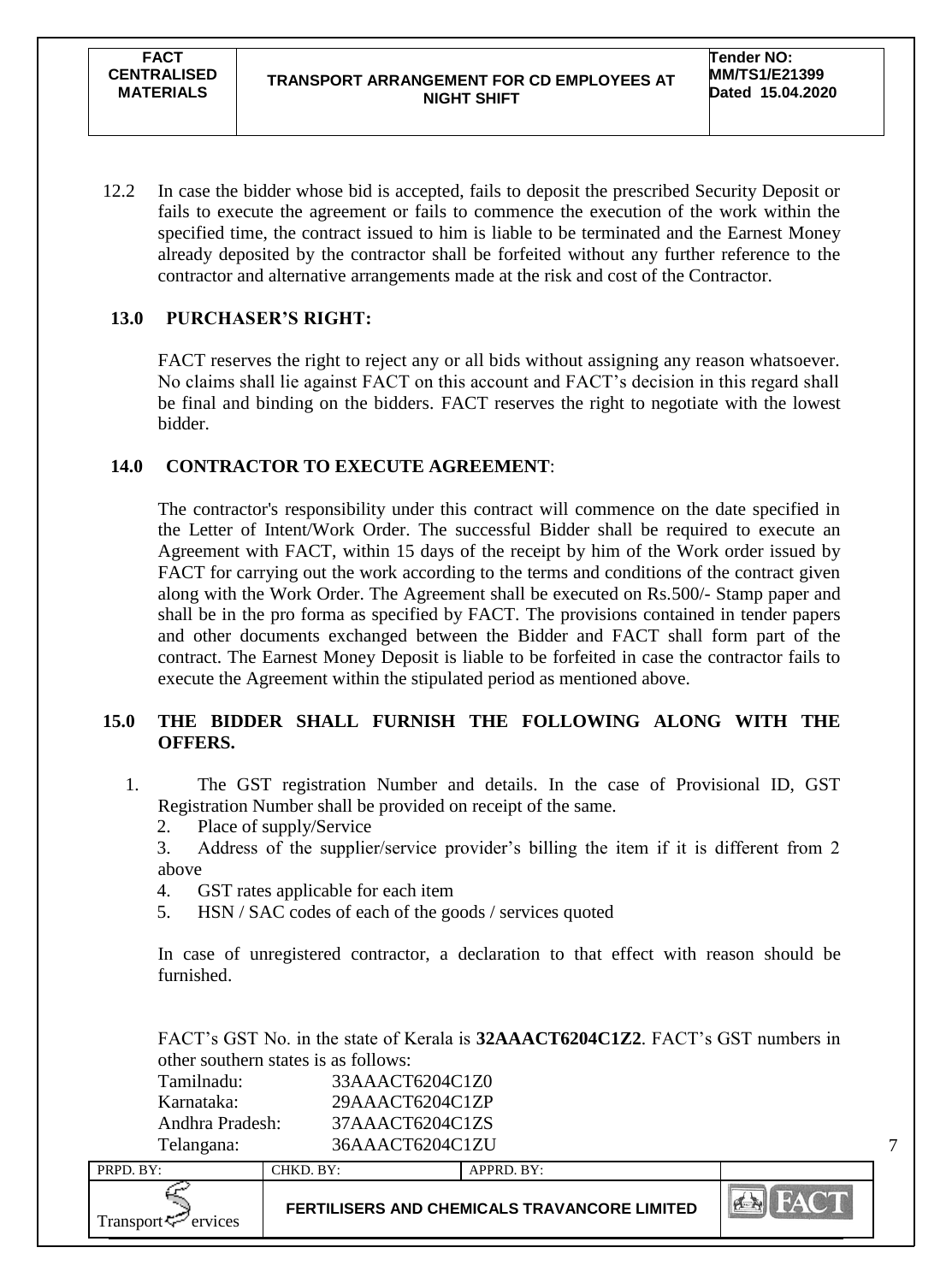12.2 In case the bidder whose bid is accepted, fails to deposit the prescribed Security Deposit or fails to execute the agreement or fails to commence the execution of the work within the specified time, the contract issued to him is liable to be terminated and the Earnest Money already deposited by the contractor shall be forfeited without any further reference to the contractor and alternative arrangements made at the risk and cost of the Contractor.

## 13.0 PURCHASER'S RIGHT:

FACT reserves the right to reject any or all bids without assigning any reason whatsoever. No claims shall lie against FACT on this account and FACT's decision in this regard shall be final and binding on the bidders. FACT reserves the right to negotiate with the lowest bidder.

## 14.0 CONTRACTOR TO EXECUTE AGREEMENT:

The contractor's responsibility under this contract will commence on the date specified in the Letter of Intent/Work Order. The successful Bidder shall be required to execute an Agreement with FACT, within 15 days of the receipt by him of the Work order issued by FACT for carrying out the work according to the terms and conditions of the contract given along with the Work Order. The Agreement shall be executed on Rs.500/- Stamp paper and shall be in the pro forma as specified by FACT. The provisions contained in tender papers and other documents exchanged between the Bidder and FACT shall form part of the contract. The Earnest Money Deposit is liable to be forfeited in case the contractor fails to execute the Agreement within the stipulated period as mentioned above.

## 15.0 THE BIDDER SHALL FURNISH THE FOLLOWING ALONG WITH THE OFFERS.

1. The GST registration Number and details. In the case of Provisional ID, GST Registration Number shall be provided on receipt of the same.
2. Place of supply/Service
3. Address of the supplier/service provider's billing the item if it is different from 2 above
4. GST rates applicable for each item
5. HSN / SAC codes of each of the goods / services quoted

In case of unregistered contractor, a declaration to that effect with reason should be furnished.

FACT's GST No. in the state of Kerala is **32AAACT6204C1Z2**. FACT's GST numbers in other southern states is as follows:

| | |
|---|---|
| Tamilnadu: | 33AAACT6204C1Z0 |
| Karnataka: | 29AAACT6204C1ZP |
| Andhra Pradesh: | 37AAACT6204C1ZS |
| Telangana: | 36AAACT6204C1ZU |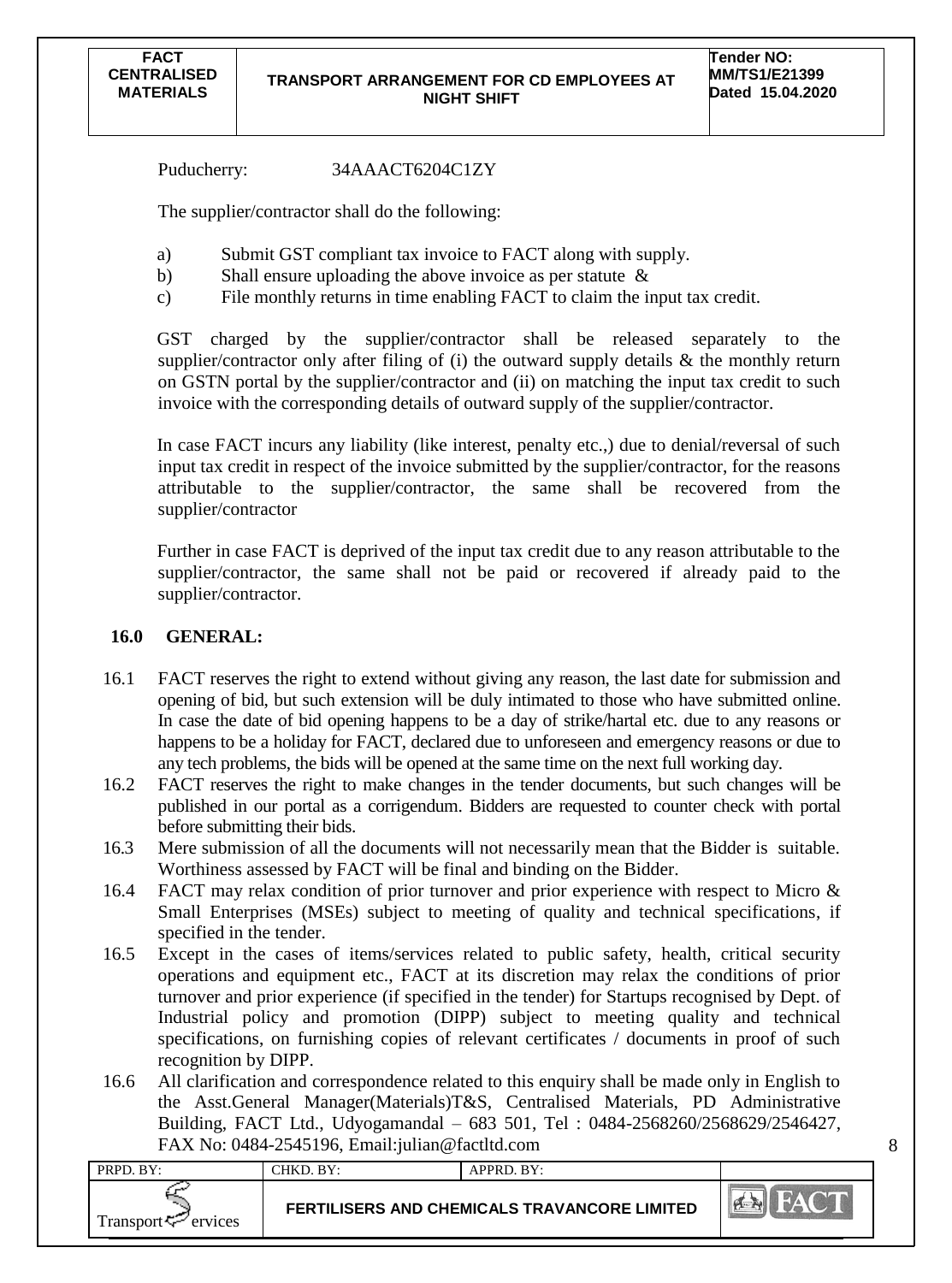Puducherry: 34AAACT6204C1ZY

The supplier/contractor shall do the following:

a) Submit GST compliant tax invoice to FACT along with supply.
b) Shall ensure uploading the above invoice as per statute &
c) File monthly returns in time enabling FACT to claim the input tax credit.

GST charged by the supplier/contractor shall be released separately to the supplier/contractor only after filing of (i) the outward supply details & the monthly return on GSTN portal by the supplier/contractor and (ii) on matching the input tax credit to such invoice with the corresponding details of outward supply of the supplier/contractor.

In case FACT incurs any liability (like interest, penalty etc.,) due to denial/reversal of such input tax credit in respect of the invoice submitted by the supplier/contractor, for the reasons attributable to the supplier/contractor, the same shall be recovered from the supplier/contractor

Further in case FACT is deprived of the input tax credit due to any reason attributable to the supplier/contractor, the same shall not be paid or recovered if already paid to the supplier/contractor.

## 16.0 GENERAL:

16.1 FACT reserves the right to extend without giving any reason, the last date for submission and opening of bid, but such extension will be duly intimated to those who have submitted online. In case the date of bid opening happens to be a day of strike/hartal etc. due to any reasons or happens to be a holiday for FACT, declared due to unforeseen and emergency reasons or due to any tech problems, the bids will be opened at the same time on the next full working day.

16.2 FACT reserves the right to make changes in the tender documents, but such changes will be published in our portal as a corrigendum. Bidders are requested to counter check with portal before submitting their bids.

16.3 Mere submission of all the documents will not necessarily mean that the Bidder is suitable. Worthiness assessed by FACT will be final and binding on the Bidder.

16.4 FACT may relax condition of prior turnover and prior experience with respect to Micro & Small Enterprises (MSEs) subject to meeting of quality and technical specifications, if specified in the tender.

16.5 Except in the cases of items/services related to public safety, health, critical security operations and equipment etc., FACT at its discretion may relax the conditions of prior turnover and prior experience (if specified in the tender) for Startups recognised by Dept. of Industrial policy and promotion (DIPP) subject to meeting quality and technical specifications, on furnishing copies of relevant certificates / documents in proof of such recognition by DIPP.

16.6 All clarification and correspondence related to this enquiry shall be made only in English to the Asst.General Manager(Materials)T&S, Centralised Materials, PD Administrative Building, FACT Ltd., Udyogamandal – 683 501, Tel : 0484-2568260/2568629/2546427, FAX No: 0484-2545196, Email:julian@factltd.com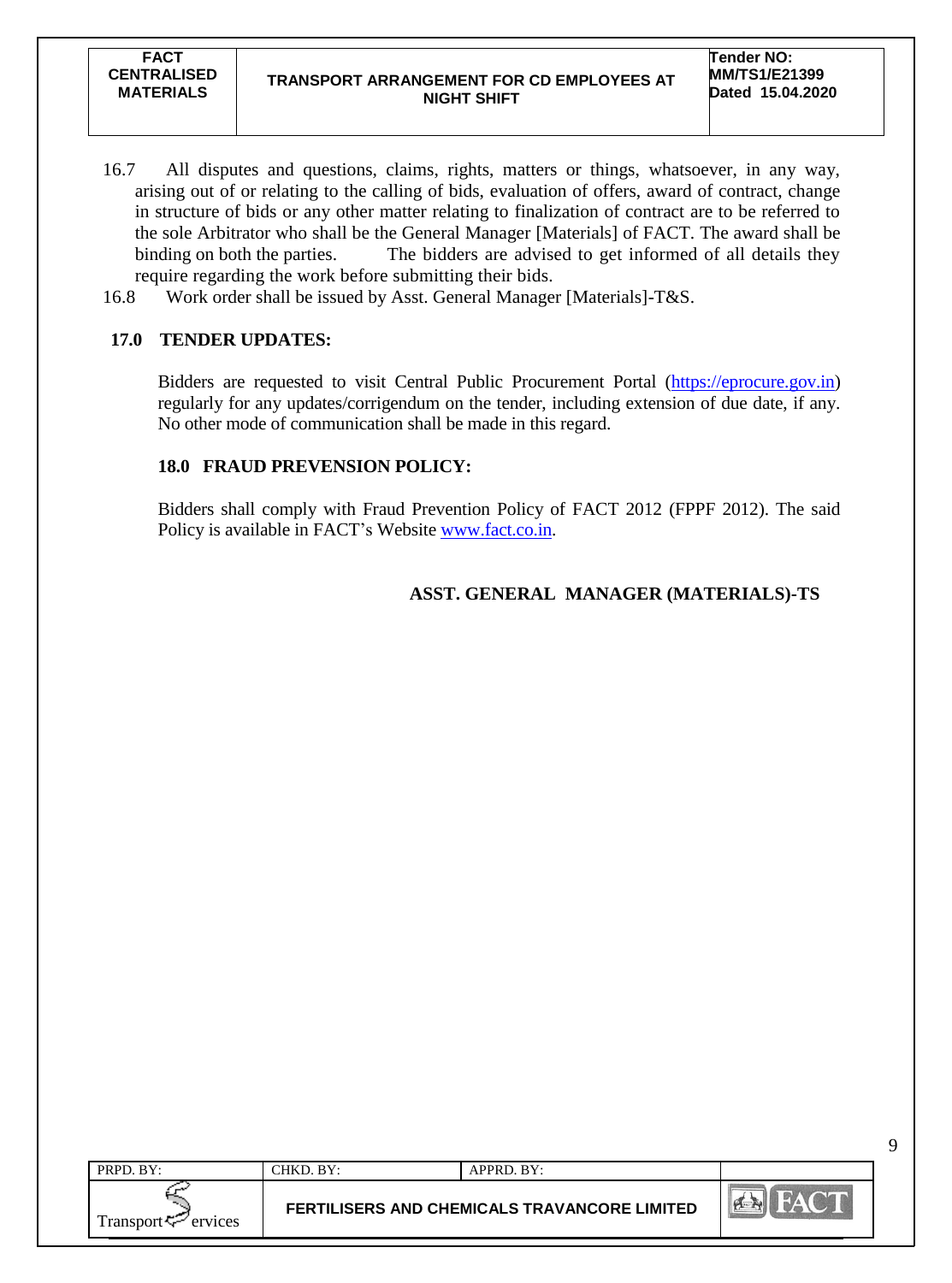16.7 All disputes and questions, claims, rights, matters or things, whatsoever, in any way, arising out of or relating to the calling of bids, evaluation of offers, award of contract, change in structure of bids or any other matter relating to finalization of contract are to be referred to the sole Arbitrator who shall be the General Manager [Materials] of FACT. The award shall be binding on both the parties. The bidders are advised to get informed of all details they require regarding the work before submitting their bids.

16.8 Work order shall be issued by Asst. General Manager [Materials]-T&S.

## 17.0 TENDER UPDATES:

Bidders are requested to visit Central Public Procurement Portal (https://eprocure.gov.in) regularly for any updates/corrigendum on the tender, including extension of due date, if any. No other mode of communication shall be made in this regard.

## 18.0 FRAUD PREVENSION POLICY:

Bidders shall comply with Fraud Prevention Policy of FACT 2012 (FPPF 2012). The said Policy is available in FACT's Website www.fact.co.in.

**ASST. GENERAL MANAGER (MATERIALS)-TS**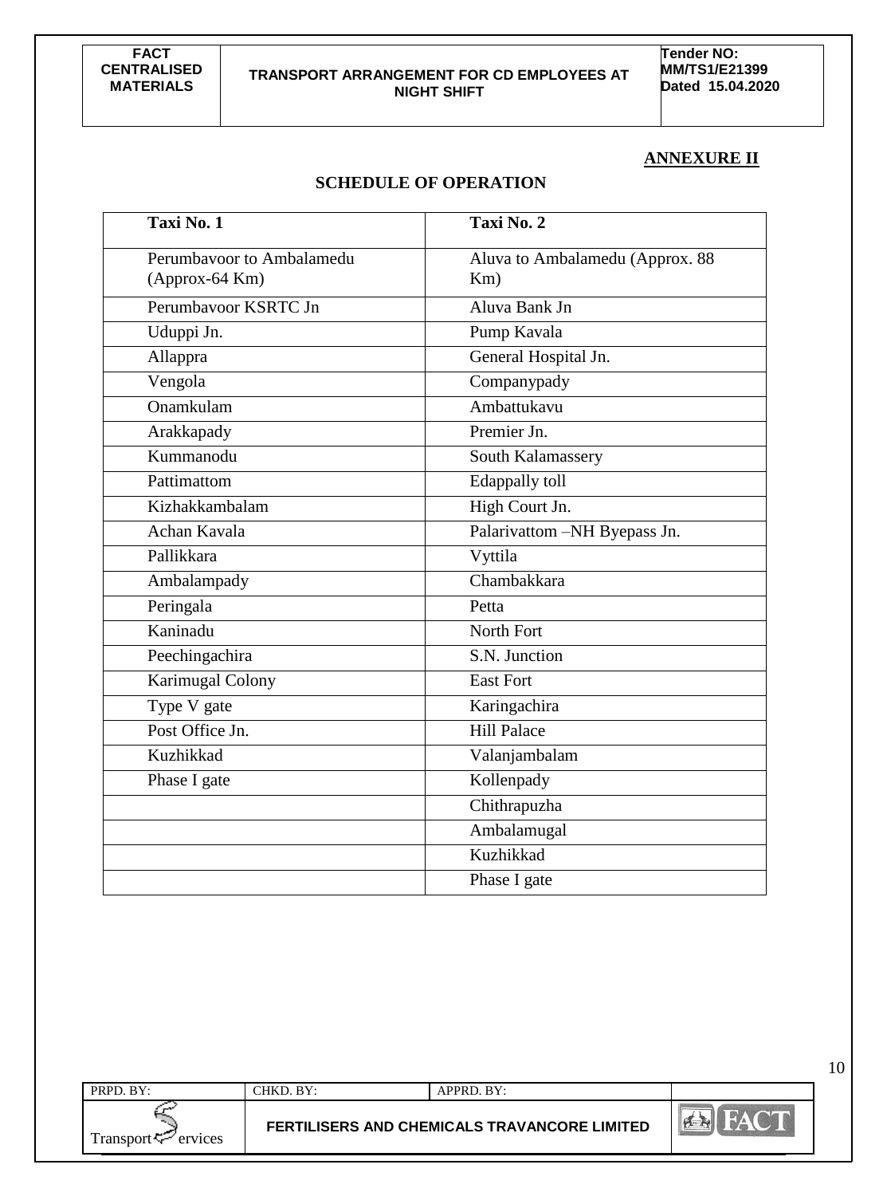## ANNEXURE II

### SCHEDULE OF OPERATION

| Taxi No. 1 | Taxi No. 2 |
|---|---|
| Perumbavoor to Ambalamedu (Approx-64 Km) | Aluva to Ambalamedu (Approx. 88 Km) |
| Perumbavoor KSRTC Jn | Aluva Bank Jn |
| Uduppi Jn. | Pump Kavala |
| Allappra | General Hospital Jn. |
| Vengola | Companypady |
| Onamkulam | Ambattukavu |
| Arakkapady | Premier Jn. |
| Kummanodu | South Kalamassery |
| Pattimattom | Edappally toll |
| Kizhakkambalam | High Court Jn. |
| Achan Kavala | Palarivattom –NH Byepass Jn. |
| Pallikkara | Vyttila |
| Ambalampady | Chambakkara |
| Peringala | Petta |
| Kaninadu | North Fort |
| Peechingachira | S.N. Junction |
| Karimugal Colony | East Fort |
| Type V gate | Karingachira |
| Post Office Jn. | Hill Palace |
| Kuzhikkad | Valanjambalam |
| Phase I gate | Kollenpady |
| | Chithrapuzha |
| | Ambalamugal |
| | Kuzhikkad |
| | Phase I gate |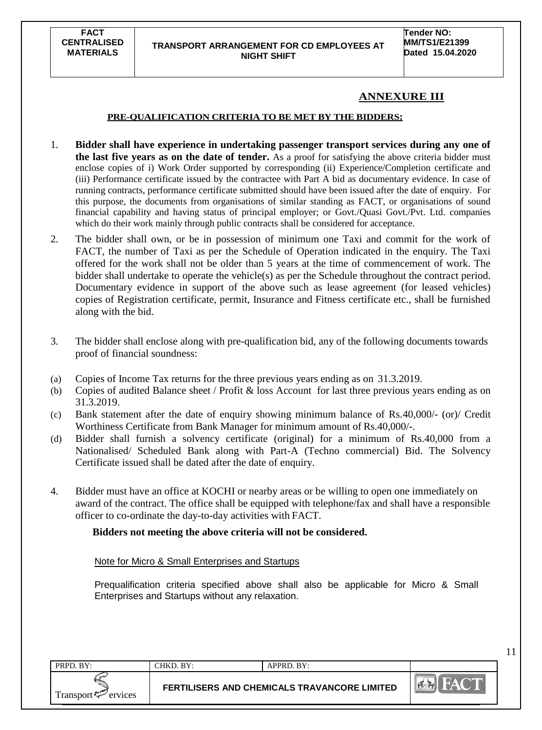## ANNEXURE III

**PRE-QUALIFICATION CRITERIA TO BE MET BY THE BIDDERS:**

1. **Bidder shall have experience in undertaking passenger transport services during any one of the last five years as on the date of tender.** As a proof for satisfying the above criteria bidder must enclose copies of i) Work Order supported by corresponding (ii) Experience/Completion certificate and (iii) Performance certificate issued by the contractee with Part A bid as documentary evidence. In case of running contracts, performance certificate submitted should have been issued after the date of enquiry. For this purpose, the documents from organisations of similar standing as FACT, or organisations of sound financial capability and having status of principal employer; or Govt./Quasi Govt./Pvt. Ltd. companies which do their work mainly through public contracts shall be considered for acceptance.

2. The bidder shall own, or be in possession of minimum one Taxi and commit for the work of FACT, the number of Taxi as per the Schedule of Operation indicated in the enquiry. The Taxi offered for the work shall not be older than 5 years at the time of commencement of work. The bidder shall undertake to operate the vehicle(s) as per the Schedule throughout the contract period. Documentary evidence in support of the above such as lease agreement (for leased vehicles) copies of Registration certificate, permit, Insurance and Fitness certificate etc., shall be furnished along with the bid.

3. The bidder shall enclose along with pre-qualification bid, any of the following documents towards proof of financial soundness:

(a) Copies of Income Tax returns for the three previous years ending as on 31.3.2019.

(b) Copies of audited Balance sheet / Profit & loss Account for last three previous years ending as on 31.3.2019.

(c) Bank statement after the date of enquiry showing minimum balance of Rs.40,000/- (or)/ Credit Worthiness Certificate from Bank Manager for minimum amount of Rs.40,000/-.

(d) Bidder shall furnish a solvency certificate (original) for a minimum of Rs.40,000 from a Nationalised/ Scheduled Bank along with Part-A (Techno commercial) Bid. The Solvency Certificate issued shall be dated after the date of enquiry.

4. Bidder must have an office at KOCHI or nearby areas or be willing to open one immediately on award of the contract. The office shall be equipped with telephone/fax and shall have a responsible officer to co-ordinate the day-to-day activities with FACT.

**Bidders not meeting the above criteria will not be considered.**

Note for Micro & Small Enterprises and Startups

Prequalification criteria specified above shall also be applicable for Micro & Small Enterprises and Startups without any relaxation.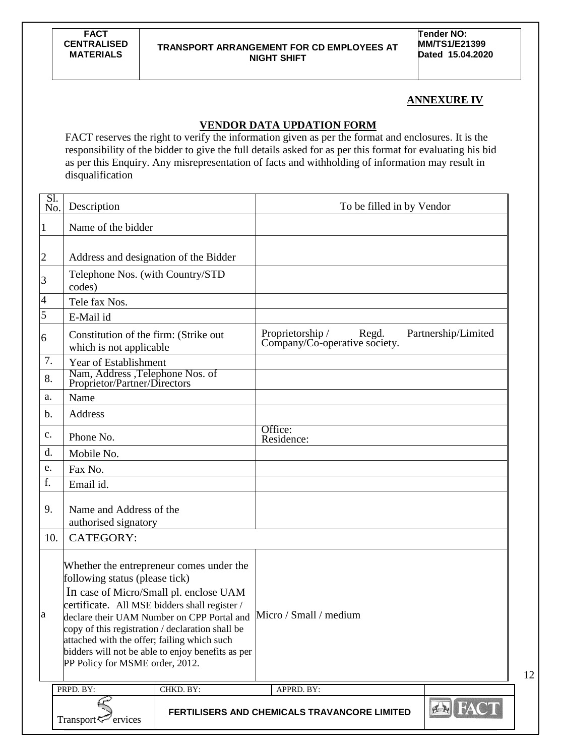## ANNEXURE IV

### VENDOR DATA UPDATION FORM

FACT reserves the right to verify the information given as per the format and enclosures. It is the responsibility of the bidder to give the full details asked for as per this format for evaluating his bid as per this Enquiry. Any misrepresentation of facts and withholding of information may result in disqualification

| Sl. No. | Description | To be filled in by Vendor |
|---|---|---|
| 1 | Name of the bidder | |
| 2 | Address and designation of the Bidder | |
| 3 | Telephone Nos. (with Country/STD codes) | |
| 4 | Tele fax Nos. | |
| 5 | E-Mail id | |
| 6 | Constitution of the firm: (Strike out which is not applicable | Proprietorship / Regd. Partnership/Limited Company/Co-operative society. |
| 7. | Year of Establishment | |
| 8. | Nam, Address ,Telephone Nos. of Proprietor/Partner/Directors | |
| a. | Name | |
| b. | Address | |
| c. | Phone No. | Office:<br>Residence: |
| d. | Mobile No. | |
| e. | Fax No. | |
| f. | Email id. | |
| 9. | Name and Address of the authorised signatory | |
| 10. | CATEGORY: | |
| a | Whether the entrepreneur comes under the following status (please tick)<br>In case of Micro/Small pl. enclose UAM certificate. All MSE bidders shall register / declare their UAM Number on CPP Portal and copy of this registration / declaration shall be attached with the offer; failing which such bidders will not be able to enjoy benefits as per PP Policy for MSME order, 2012. | Micro / Small / medium |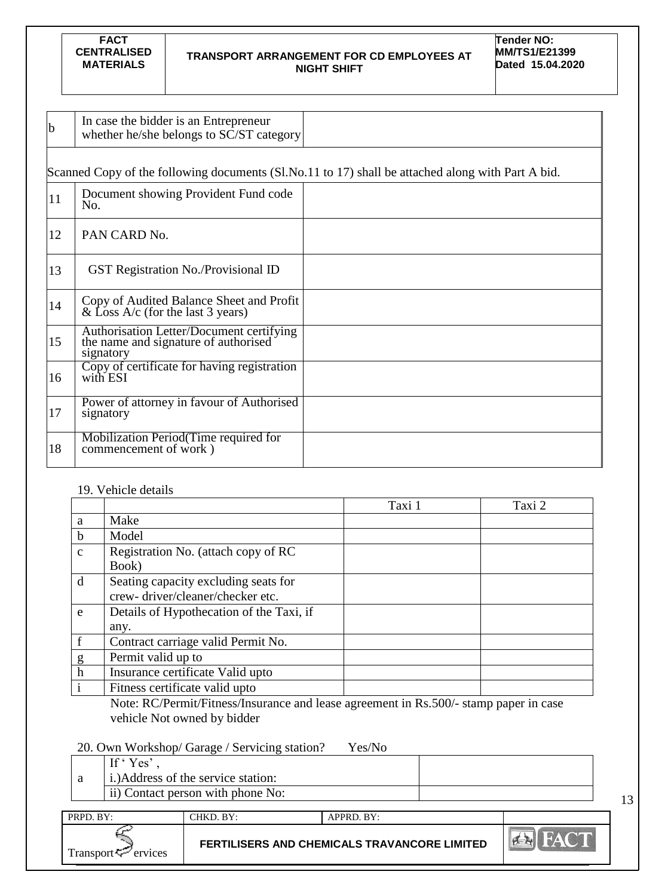| | | |
|---|---|---|
| b | In case the bidder is an Entrepreneur whether he/she belongs to SC/ST category | |

Scanned Copy of the following documents (Sl.No.11 to 17) shall be attached along with Part A bid.

| | | |
|---|---|---|
| 11 | Document showing Provident Fund code No. | |
| 12 | PAN CARD No. | |
| 13 | GST Registration No./Provisional ID | |
| 14 | Copy of Audited Balance Sheet and Profit & Loss A/c (for the last 3 years) | |
| 15 | Authorisation Letter/Document certifying the name and signature of authorised signatory | |
| 16 | Copy of certificate for having registration with ESI | |
| 17 | Power of attorney in favour of Authorised signatory | |
| 18 | Mobilization Period(Time required for commencement of work ) | |

19. Vehicle details

| | | Taxi 1 | Taxi 2 |
|---|---|---|---|
| a | Make | | |
| b | Model | | |
| c | Registration No. (attach copy of RC Book) | | |
| d | Seating capacity excluding seats for crew- driver/cleaner/checker etc. | | |
| e | Details of Hypothecation of the Taxi, if any. | | |
| f | Contract carriage valid Permit No. | | |
| g | Permit valid up to | | |
| h | Insurance certificate Valid upto | | |
| i | Fitness certificate valid upto | | |

Note: RC/Permit/Fitness/Insurance and lease agreement in Rs.500/- stamp paper in case vehicle Not owned by bidder

20. Own Workshop/ Garage / Servicing station? Yes/No

| | | |
|---|---|---|
| a | If ' Yes' ,<br>i.)Address of the service station: | |
| | ii) Contact person with phone No: | |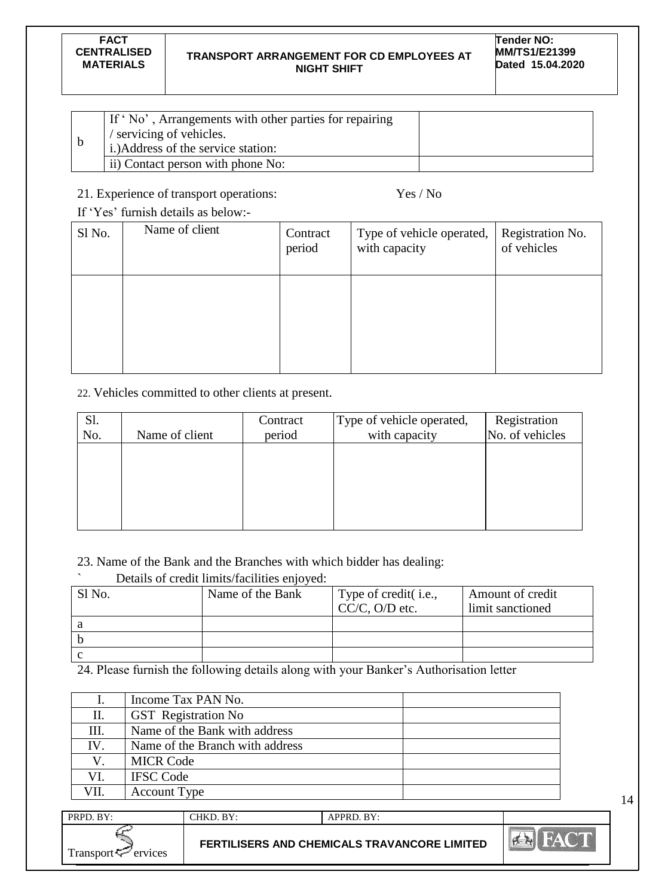| b | If ' No' , Arrangements with other parties for repairing / servicing of vehicles.<br>i.)Address of the service station: | |
|---|---|---|
| | ii) Contact person with phone No: | |

21. Experience of transport operations: Yes / No

If 'Yes' furnish details as below:-

| Sl No. | Name of client | Contract period | Type of vehicle operated, with capacity | Registration No. of vehicles |
|---|---|---|---|---|
| | | | | |

22. Vehicles committed to other clients at present.

| Sl. No. | Name of client | Contract period | Type of vehicle operated, with capacity | Registration No. of vehicles |
|---|---|---|---|---|
| | | | | |

23. Name of the Bank and the Branches with which bidder has dealing:

` Details of credit limits/facilities enjoyed:

| Sl No. | Name of the Bank | Type of credit( i.e., CC/C, O/D etc. | Amount of credit limit sanctioned |
|---|---|---|---|
| a | | | |
| b | | | |
| c | | | |

24. Please furnish the following details along with your Banker's Authorisation letter

| I. | Income Tax PAN No. | |
|---|---|---|
| II. | GST Registration No | |
| III. | Name of the Bank with address | |
| IV. | Name of the Branch with address | |
| V. | MICR Code | |
| VI. | IFSC Code | |
| VII. | Account Type | |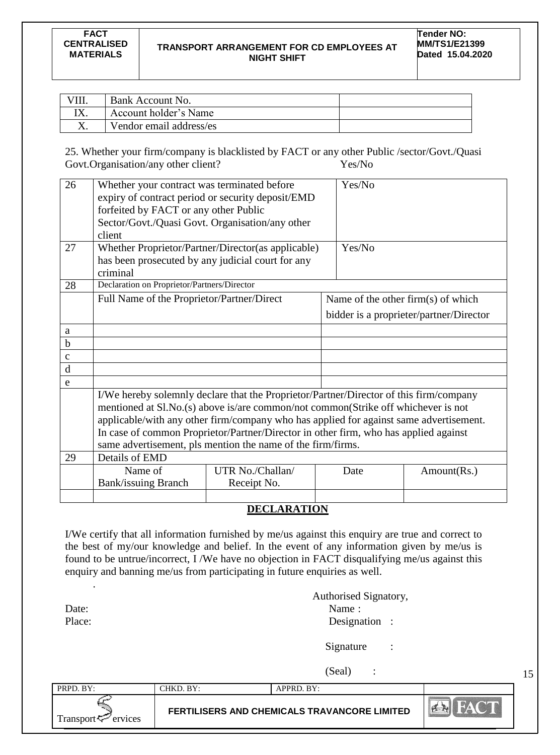| VIII. | Bank Account No. | |
|---|---|---|
| IX. | Account holder's Name | |
| X. | Vendor email address/es | |

25. Whether your firm/company is blacklisted by FACT or any other Public /sector/Govt./Quasi Govt.Organisation/any other client? Yes/No

| 26 | Whether your contract was terminated before expiry of contract period or security deposit/EMD forfeited by FACT or any other Public Sector/Govt./Quasi Govt. Organisation/any other client | Yes/No | |
|---|---|---|---|
| 27 | Whether Proprietor/Partner/Director(as applicable) has been prosecuted by any judicial court for any criminal | Yes/No | |
| 28 | Declaration on Proprietor/Partners/Director | | |
| | Full Name of the Proprietor/Partner/Direct | Name of the other firm(s) of which bidder is a proprieter/partner/Director | |
| a | | | |
| b | | | |
| c | | | |
| d | | | |
| e | | | |
| | I/We hereby solemnly declare that the Proprietor/Partner/Director of this firm/company mentioned at Sl.No.(s) above is/are common/not common(Strike off whichever is not applicable/with any other firm/company who has applied for against same advertisement. In case of common Proprietor/Partner/Director in other firm, who has applied against same advertisement, pls mention the name of the firm/firms. | | |
| 29 | Details of EMD | | |

| Name of Bank/issuing Branch | UTR No./Challan/ Receipt No. | Date | Amount(Rs.) |
|---|---|---|---|
| | | | |

## DECLARATION

I/We certify that all information furnished by me/us against this enquiry are true and correct to the best of my/our knowledge and belief. In the event of any information given by me/us is found to be untrue/incorrect, I /We have no objection in FACT disqualifying me/us against this enquiry and banning me/us from participating in future enquiries as well.

Authorised Signatory,

Date: Name :

Place: Designation :

Signature :

(Seal) :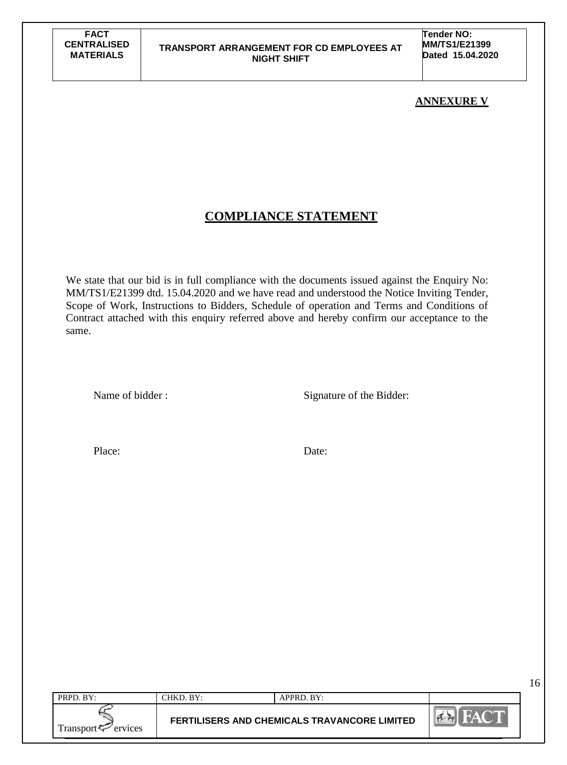**ANNEXURE V**

# COMPLIANCE STATEMENT

We state that our bid is in full compliance with the documents issued against the Enquiry No: MM/TS1/E21399 dtd. 15.04.2020 and we have read and understood the Notice Inviting Tender, Scope of Work, Instructions to Bidders, Schedule of operation and Terms and Conditions of Contract attached with this enquiry referred above and hereby confirm our acceptance to the same.

Name of bidder :

Signature of the Bidder:

Place:

Date: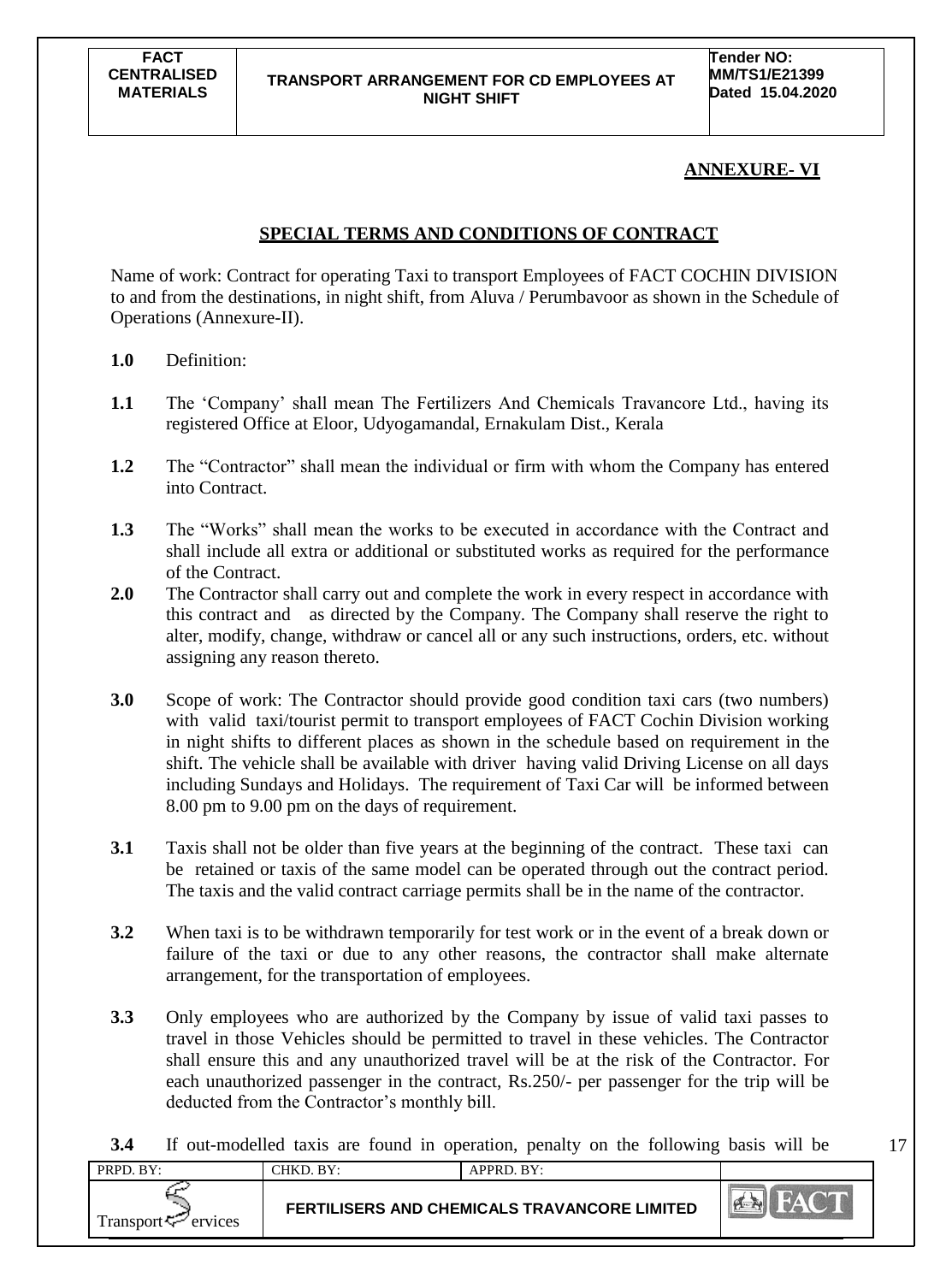## ANNEXURE- VI

### SPECIAL TERMS AND CONDITIONS OF CONTRACT

Name of work: Contract for operating Taxi to transport Employees of FACT COCHIN DIVISION to and from the destinations, in night shift, from Aluva / Perumbavoor as shown in the Schedule of Operations (Annexure-II).

**1.0** Definition:

**1.1** The 'Company' shall mean The Fertilizers And Chemicals Travancore Ltd., having its registered Office at Eloor, Udyogamandal, Ernakulam Dist., Kerala

**1.2** The "Contractor" shall mean the individual or firm with whom the Company has entered into Contract.

**1.3** The "Works" shall mean the works to be executed in accordance with the Contract and shall include all extra or additional or substituted works as required for the performance of the Contract.

**2.0** The Contractor shall carry out and complete the work in every respect in accordance with this contract and as directed by the Company. The Company shall reserve the right to alter, modify, change, withdraw or cancel all or any such instructions, orders, etc. without assigning any reason thereto.

**3.0** Scope of work: The Contractor should provide good condition taxi cars (two numbers) with valid taxi/tourist permit to transport employees of FACT Cochin Division working in night shifts to different places as shown in the schedule based on requirement in the shift. The vehicle shall be available with driver having valid Driving License on all days including Sundays and Holidays. The requirement of Taxi Car will be informed between 8.00 pm to 9.00 pm on the days of requirement.

**3.1** Taxis shall not be older than five years at the beginning of the contract. These taxi can be retained or taxis of the same model can be operated through out the contract period. The taxis and the valid contract carriage permits shall be in the name of the contractor.

**3.2** When taxi is to be withdrawn temporarily for test work or in the event of a break down or failure of the taxi or due to any other reasons, the contractor shall make alternate arrangement, for the transportation of employees.

**3.3** Only employees who are authorized by the Company by issue of valid taxi passes to travel in those Vehicles should be permitted to travel in these vehicles. The Contractor shall ensure this and any unauthorized travel will be at the risk of the Contractor. For each unauthorized passenger in the contract, Rs.250/- per passenger for the trip will be deducted from the Contractor's monthly bill.

**3.4** If out-modelled taxis are found in operation, penalty on the following basis will be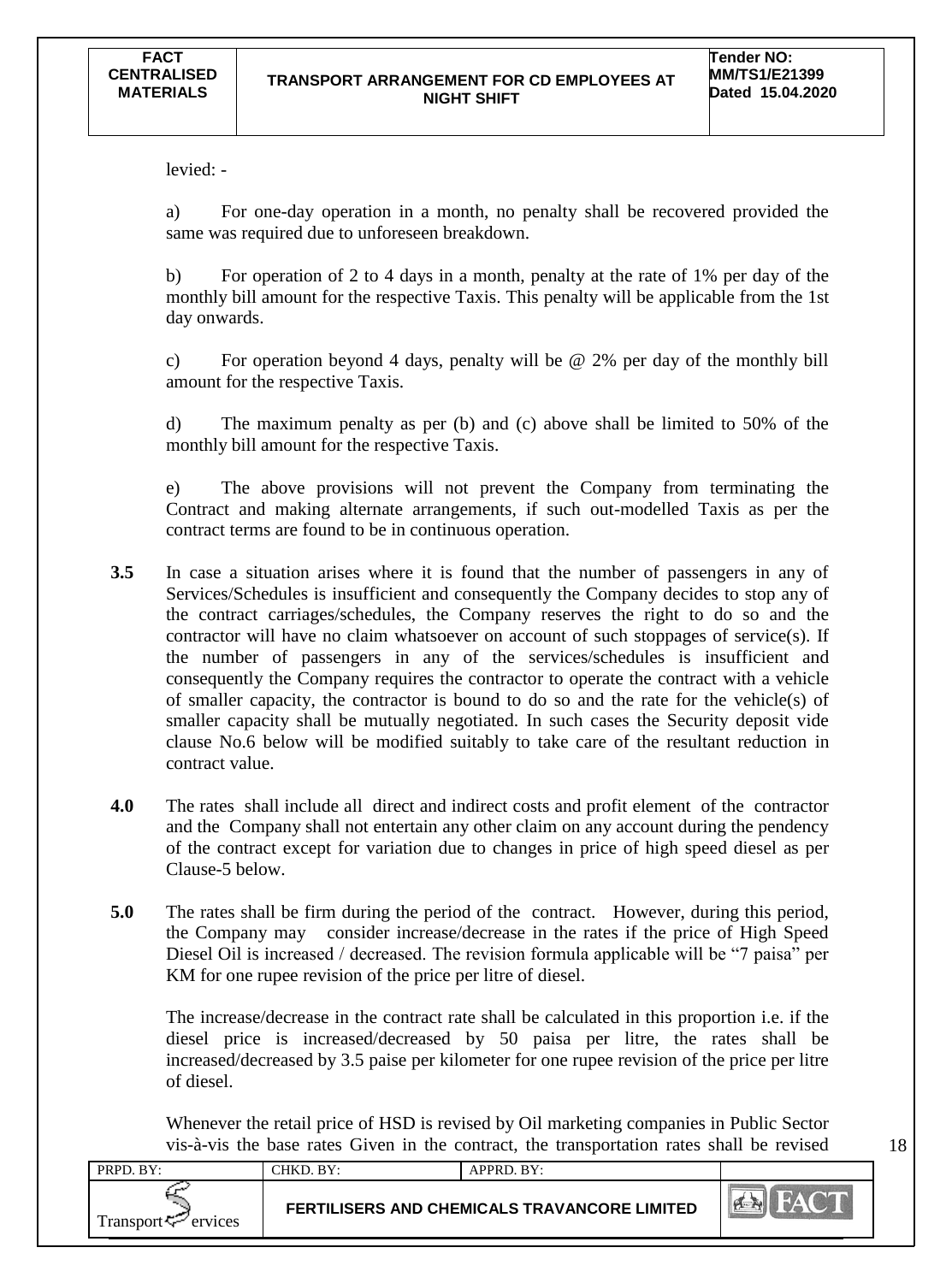levied: -

a) For one-day operation in a month, no penalty shall be recovered provided the same was required due to unforeseen breakdown.

b) For operation of 2 to 4 days in a month, penalty at the rate of 1% per day of the monthly bill amount for the respective Taxis. This penalty will be applicable from the 1st day onwards.

c) For operation beyond 4 days, penalty will be @ 2% per day of the monthly bill amount for the respective Taxis.

d) The maximum penalty as per (b) and (c) above shall be limited to 50% of the monthly bill amount for the respective Taxis.

e) The above provisions will not prevent the Company from terminating the Contract and making alternate arrangements, if such out-modelled Taxis as per the contract terms are found to be in continuous operation.

**3.5** In case a situation arises where it is found that the number of passengers in any of Services/Schedules is insufficient and consequently the Company decides to stop any of the contract carriages/schedules, the Company reserves the right to do so and the contractor will have no claim whatsoever on account of such stoppages of service(s). If the number of passengers in any of the services/schedules is insufficient and consequently the Company requires the contractor to operate the contract with a vehicle of smaller capacity, the contractor is bound to do so and the rate for the vehicle(s) of smaller capacity shall be mutually negotiated. In such cases the Security deposit vide clause No.6 below will be modified suitably to take care of the resultant reduction in contract value.

**4.0** The rates shall include all direct and indirect costs and profit element of the contractor and the Company shall not entertain any other claim on any account during the pendency of the contract except for variation due to changes in price of high speed diesel as per Clause-5 below.

**5.0** The rates shall be firm during the period of the contract. However, during this period, the Company may consider increase/decrease in the rates if the price of High Speed Diesel Oil is increased / decreased. The revision formula applicable will be "7 paisa" per KM for one rupee revision of the price per litre of diesel.

The increase/decrease in the contract rate shall be calculated in this proportion i.e. if the diesel price is increased/decreased by 50 paisa per litre, the rates shall be increased/decreased by 3.5 paise per kilometer for one rupee revision of the price per litre of diesel.

Whenever the retail price of HSD is revised by Oil marketing companies in Public Sector vis-à-vis the base rates Given in the contract, the transportation rates shall be revised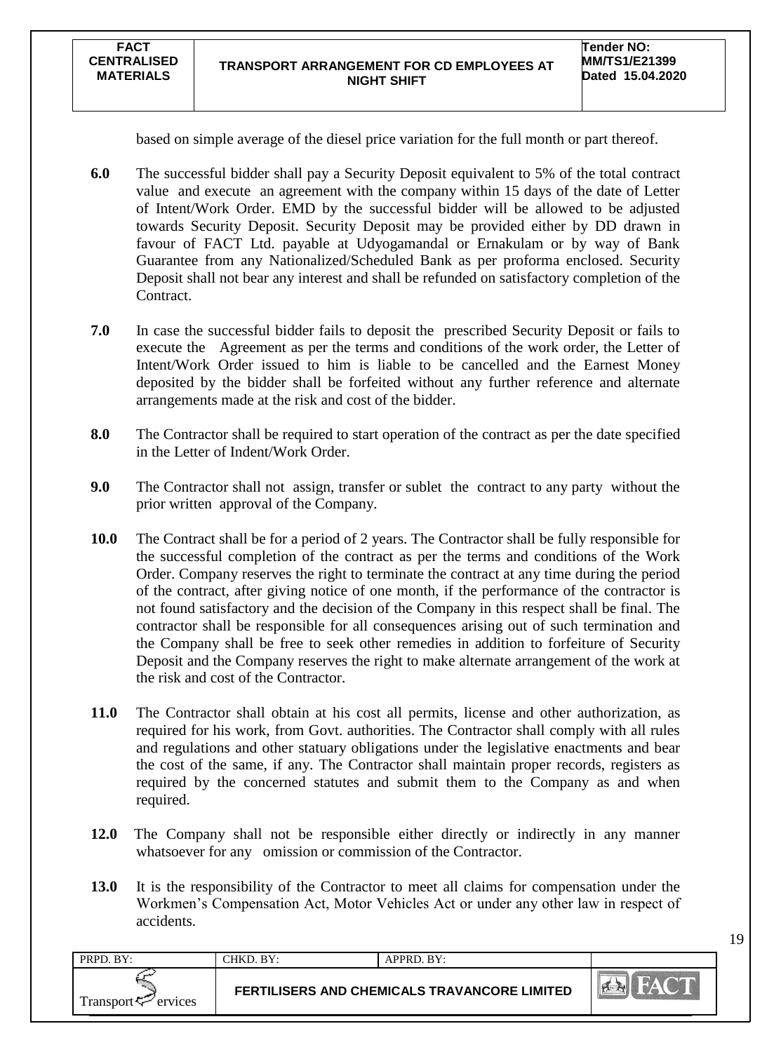based on simple average of the diesel price variation for the full month or part thereof.

**6.0** The successful bidder shall pay a Security Deposit equivalent to 5% of the total contract value and execute an agreement with the company within 15 days of the date of Letter of Intent/Work Order. EMD by the successful bidder will be allowed to be adjusted towards Security Deposit. Security Deposit may be provided either by DD drawn in favour of FACT Ltd. payable at Udyogamandal or Ernakulam or by way of Bank Guarantee from any Nationalized/Scheduled Bank as per proforma enclosed. Security Deposit shall not bear any interest and shall be refunded on satisfactory completion of the Contract.

**7.0** In case the successful bidder fails to deposit the prescribed Security Deposit or fails to execute the Agreement as per the terms and conditions of the work order, the Letter of Intent/Work Order issued to him is liable to be cancelled and the Earnest Money deposited by the bidder shall be forfeited without any further reference and alternate arrangements made at the risk and cost of the bidder.

**8.0** The Contractor shall be required to start operation of the contract as per the date specified in the Letter of Indent/Work Order.

**9.0** The Contractor shall not assign, transfer or sublet the contract to any party without the prior written approval of the Company.

**10.0** The Contract shall be for a period of 2 years. The Contractor shall be fully responsible for the successful completion of the contract as per the terms and conditions of the Work Order. Company reserves the right to terminate the contract at any time during the period of the contract, after giving notice of one month, if the performance of the contractor is not found satisfactory and the decision of the Company in this respect shall be final. The contractor shall be responsible for all consequences arising out of such termination and the Company shall be free to seek other remedies in addition to forfeiture of Security Deposit and the Company reserves the right to make alternate arrangement of the work at the risk and cost of the Contractor.

**11.0** The Contractor shall obtain at his cost all permits, license and other authorization, as required for his work, from Govt. authorities. The Contractor shall comply with all rules and regulations and other statuary obligations under the legislative enactments and bear the cost of the same, if any. The Contractor shall maintain proper records, registers as required by the concerned statutes and submit them to the Company as and when required.

**12.0** The Company shall not be responsible either directly or indirectly in any manner whatsoever for any omission or commission of the Contractor.

**13.0** It is the responsibility of the Contractor to meet all claims for compensation under the Workmen's Compensation Act, Motor Vehicles Act or under any other law in respect of accidents.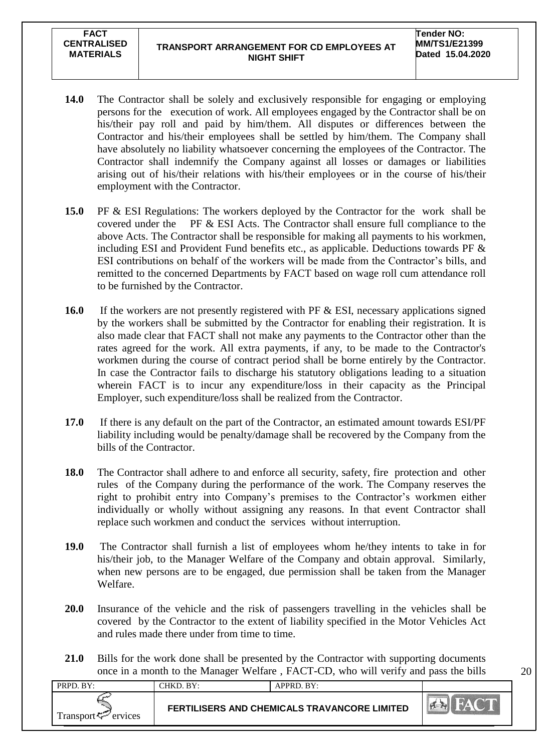**14.0** The Contractor shall be solely and exclusively responsible for engaging or employing persons for the execution of work. All employees engaged by the Contractor shall be on his/their pay roll and paid by him/them. All disputes or differences between the Contractor and his/their employees shall be settled by him/them. The Company shall have absolutely no liability whatsoever concerning the employees of the Contractor. The Contractor shall indemnify the Company against all losses or damages or liabilities arising out of his/their relations with his/their employees or in the course of his/their employment with the Contractor.

**15.0** PF & ESI Regulations: The workers deployed by the Contractor for the work shall be covered under the PF & ESI Acts. The Contractor shall ensure full compliance to the above Acts. The Contractor shall be responsible for making all payments to his workmen, including ESI and Provident Fund benefits etc., as applicable. Deductions towards PF & ESI contributions on behalf of the workers will be made from the Contractor's bills, and remitted to the concerned Departments by FACT based on wage roll cum attendance roll to be furnished by the Contractor.

**16.0** If the workers are not presently registered with PF & ESI, necessary applications signed by the workers shall be submitted by the Contractor for enabling their registration. It is also made clear that FACT shall not make any payments to the Contractor other than the rates agreed for the work. All extra payments, if any, to be made to the Contractor's workmen during the course of contract period shall be borne entirely by the Contractor. In case the Contractor fails to discharge his statutory obligations leading to a situation wherein FACT is to incur any expenditure/loss in their capacity as the Principal Employer, such expenditure/loss shall be realized from the Contractor.

**17.0** If there is any default on the part of the Contractor, an estimated amount towards ESI/PF liability including would be penalty/damage shall be recovered by the Company from the bills of the Contractor.

**18.0** The Contractor shall adhere to and enforce all security, safety, fire protection and other rules of the Company during the performance of the work. The Company reserves the right to prohibit entry into Company's premises to the Contractor's workmen either individually or wholly without assigning any reasons. In that event Contractor shall replace such workmen and conduct the services without interruption.

**19.0** The Contractor shall furnish a list of employees whom he/they intents to take in for his/their job, to the Manager Welfare of the Company and obtain approval. Similarly, when new persons are to be engaged, due permission shall be taken from the Manager Welfare.

**20.0** Insurance of the vehicle and the risk of passengers travelling in the vehicles shall be covered by the Contractor to the extent of liability specified in the Motor Vehicles Act and rules made there under from time to time.

**21.0** Bills for the work done shall be presented by the Contractor with supporting documents once in a month to the Manager Welfare , FACT-CD, who will verify and pass the bills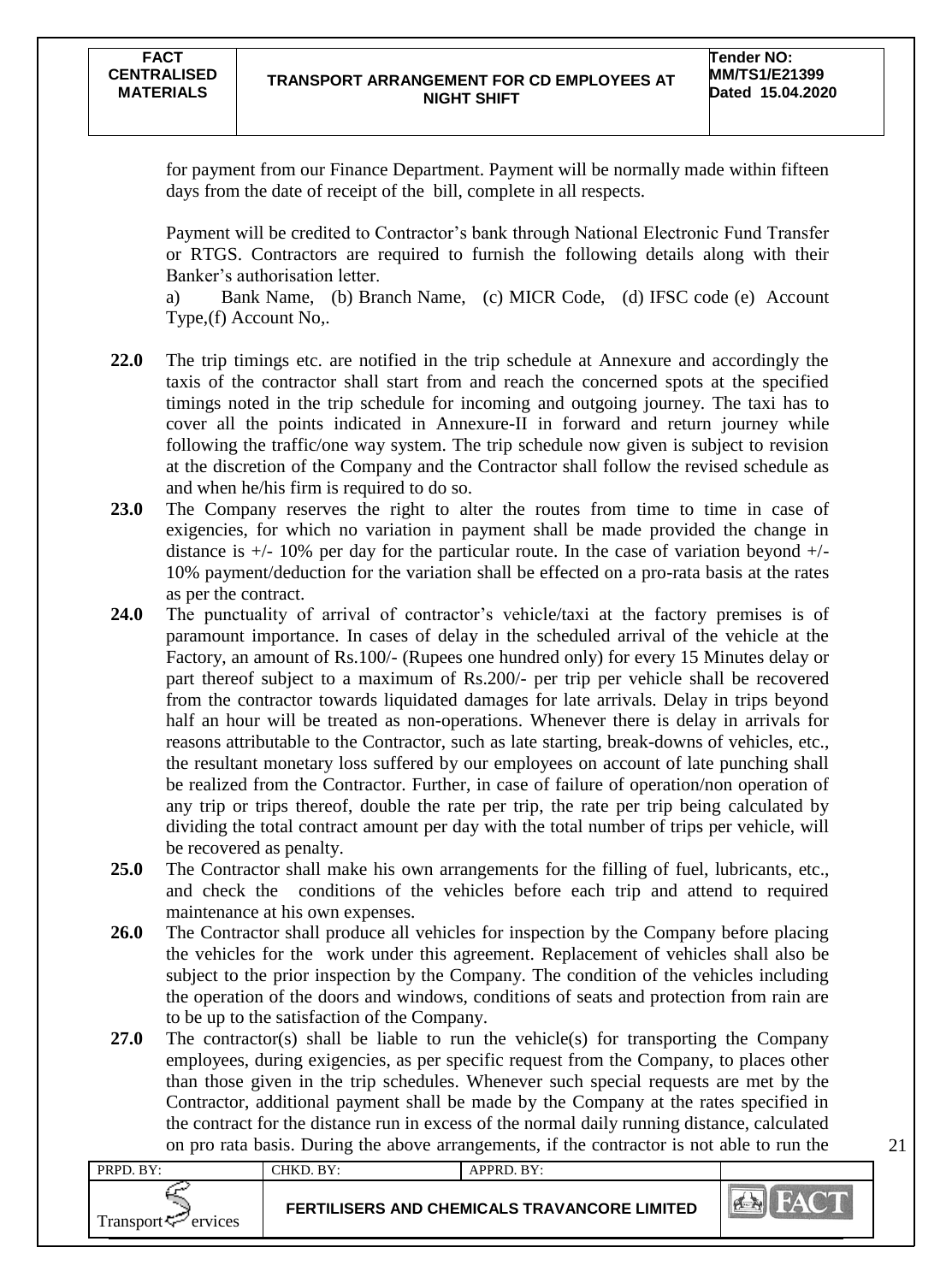for payment from our Finance Department. Payment will be normally made within fifteen days from the date of receipt of the bill, complete in all respects.

Payment will be credited to Contractor's bank through National Electronic Fund Transfer or RTGS. Contractors are required to furnish the following details along with their Banker's authorisation letter.

a) Bank Name, (b) Branch Name, (c) MICR Code, (d) IFSC code (e) Account Type,(f) Account No,.

**22.0** The trip timings etc. are notified in the trip schedule at Annexure and accordingly the taxis of the contractor shall start from and reach the concerned spots at the specified timings noted in the trip schedule for incoming and outgoing journey. The taxi has to cover all the points indicated in Annexure-II in forward and return journey while following the traffic/one way system. The trip schedule now given is subject to revision at the discretion of the Company and the Contractor shall follow the revised schedule as and when he/his firm is required to do so.

**23.0** The Company reserves the right to alter the routes from time to time in case of exigencies, for which no variation in payment shall be made provided the change in distance is +/- 10% per day for the particular route. In the case of variation beyond +/- 10% payment/deduction for the variation shall be effected on a pro-rata basis at the rates as per the contract.

**24.0** The punctuality of arrival of contractor's vehicle/taxi at the factory premises is of paramount importance. In cases of delay in the scheduled arrival of the vehicle at the Factory, an amount of Rs.100/- (Rupees one hundred only) for every 15 Minutes delay or part thereof subject to a maximum of Rs.200/- per trip per vehicle shall be recovered from the contractor towards liquidated damages for late arrivals. Delay in trips beyond half an hour will be treated as non-operations. Whenever there is delay in arrivals for reasons attributable to the Contractor, such as late starting, break-downs of vehicles, etc., the resultant monetary loss suffered by our employees on account of late punching shall be realized from the Contractor. Further, in case of failure of operation/non operation of any trip or trips thereof, double the rate per trip, the rate per trip being calculated by dividing the total contract amount per day with the total number of trips per vehicle, will be recovered as penalty.

**25.0** The Contractor shall make his own arrangements for the filling of fuel, lubricants, etc., and check the conditions of the vehicles before each trip and attend to required maintenance at his own expenses.

**26.0** The Contractor shall produce all vehicles for inspection by the Company before placing the vehicles for the work under this agreement. Replacement of vehicles shall also be subject to the prior inspection by the Company. The condition of the vehicles including the operation of the doors and windows, conditions of seats and protection from rain are to be up to the satisfaction of the Company.

**27.0** The contractor(s) shall be liable to run the vehicle(s) for transporting the Company employees, during exigencies, as per specific request from the Company, to places other than those given in the trip schedules. Whenever such special requests are met by the Contractor, additional payment shall be made by the Company at the rates specified in the contract for the distance run in excess of the normal daily running distance, calculated on pro rata basis. During the above arrangements, if the contractor is not able to run the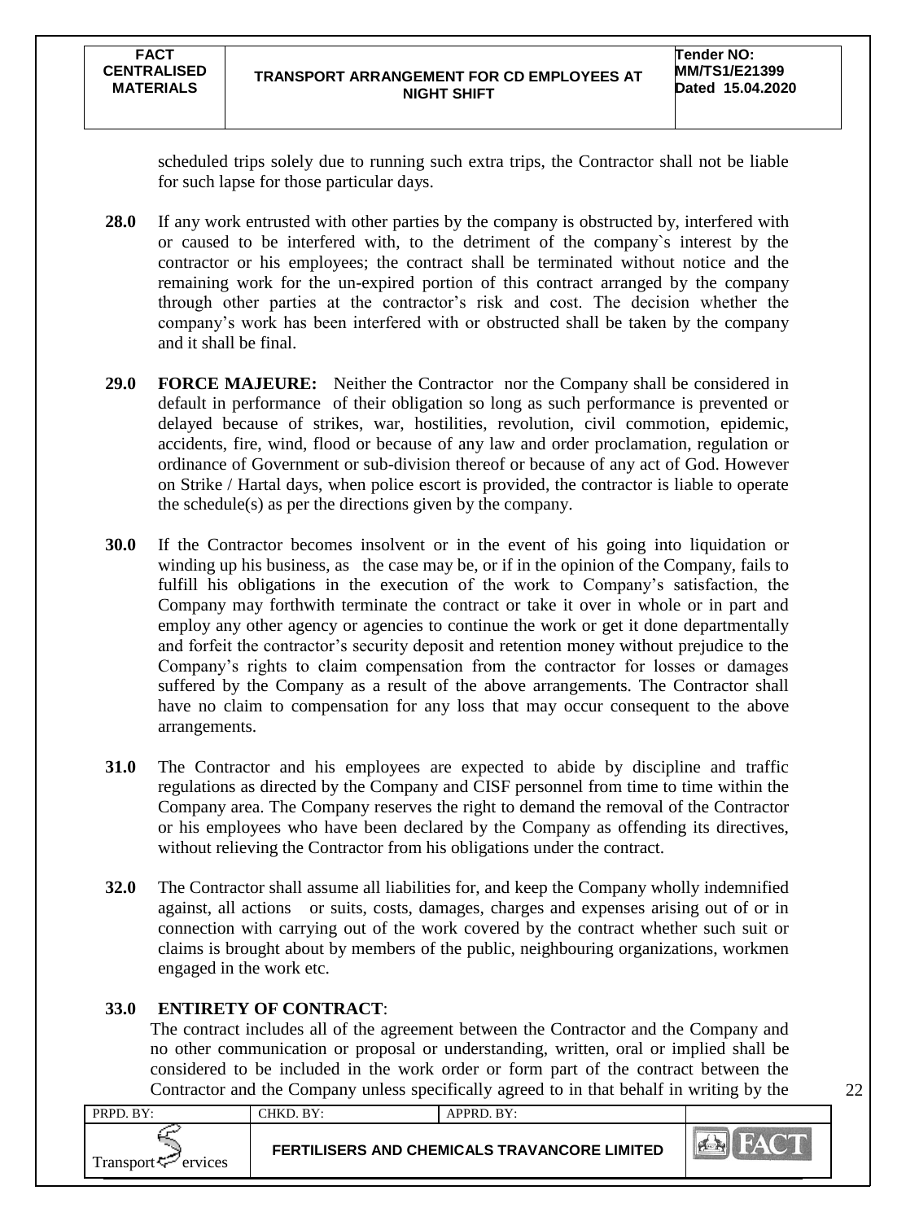scheduled trips solely due to running such extra trips, the Contractor shall not be liable for such lapse for those particular days.

**28.0** If any work entrusted with other parties by the company is obstructed by, interfered with or caused to be interfered with, to the detriment of the company`s interest by the contractor or his employees; the contract shall be terminated without notice and the remaining work for the un-expired portion of this contract arranged by the company through other parties at the contractor's risk and cost. The decision whether the company's work has been interfered with or obstructed shall be taken by the company and it shall be final.

**29.0** **FORCE MAJEURE:** Neither the Contractor nor the Company shall be considered in default in performance of their obligation so long as such performance is prevented or delayed because of strikes, war, hostilities, revolution, civil commotion, epidemic, accidents, fire, wind, flood or because of any law and order proclamation, regulation or ordinance of Government or sub-division thereof or because of any act of God. However on Strike / Hartal days, when police escort is provided, the contractor is liable to operate the schedule(s) as per the directions given by the company.

**30.0** If the Contractor becomes insolvent or in the event of his going into liquidation or winding up his business, as the case may be, or if in the opinion of the Company, fails to fulfill his obligations in the execution of the work to Company's satisfaction, the Company may forthwith terminate the contract or take it over in whole or in part and employ any other agency or agencies to continue the work or get it done departmentally and forfeit the contractor's security deposit and retention money without prejudice to the Company's rights to claim compensation from the contractor for losses or damages suffered by the Company as a result of the above arrangements. The Contractor shall have no claim to compensation for any loss that may occur consequent to the above arrangements.

**31.0** The Contractor and his employees are expected to abide by discipline and traffic regulations as directed by the Company and CISF personnel from time to time within the Company area. The Company reserves the right to demand the removal of the Contractor or his employees who have been declared by the Company as offending its directives, without relieving the Contractor from his obligations under the contract.

**32.0** The Contractor shall assume all liabilities for, and keep the Company wholly indemnified against, all actions or suits, costs, damages, charges and expenses arising out of or in connection with carrying out of the work covered by the contract whether such suit or claims is brought about by members of the public, neighbouring organizations, workmen engaged in the work etc.

**33.0** **ENTIRETY OF CONTRACT**:

The contract includes all of the agreement between the Contractor and the Company and no other communication or proposal or understanding, written, oral or implied shall be considered to be included in the work order or form part of the contract between the Contractor and the Company unless specifically agreed to in that behalf in writing by the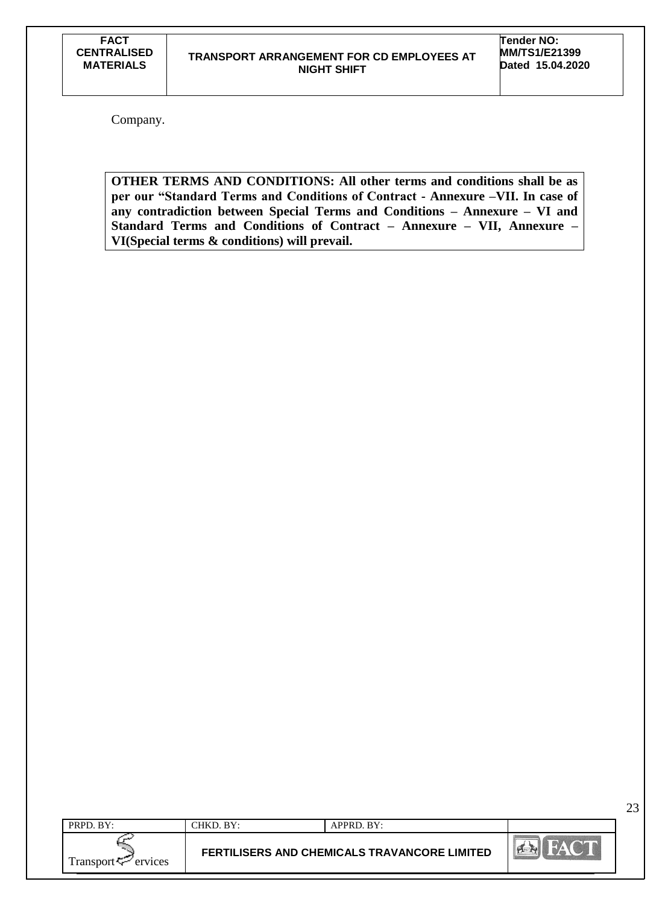Company.

**OTHER TERMS AND CONDITIONS: All other terms and conditions shall be as per our "Standard Terms and Conditions of Contract - Annexure –VII. In case of any contradiction between Special Terms and Conditions – Annexure – VI and Standard Terms and Conditions of Contract – Annexure – VII, Annexure – VI(Special terms & conditions) will prevail.**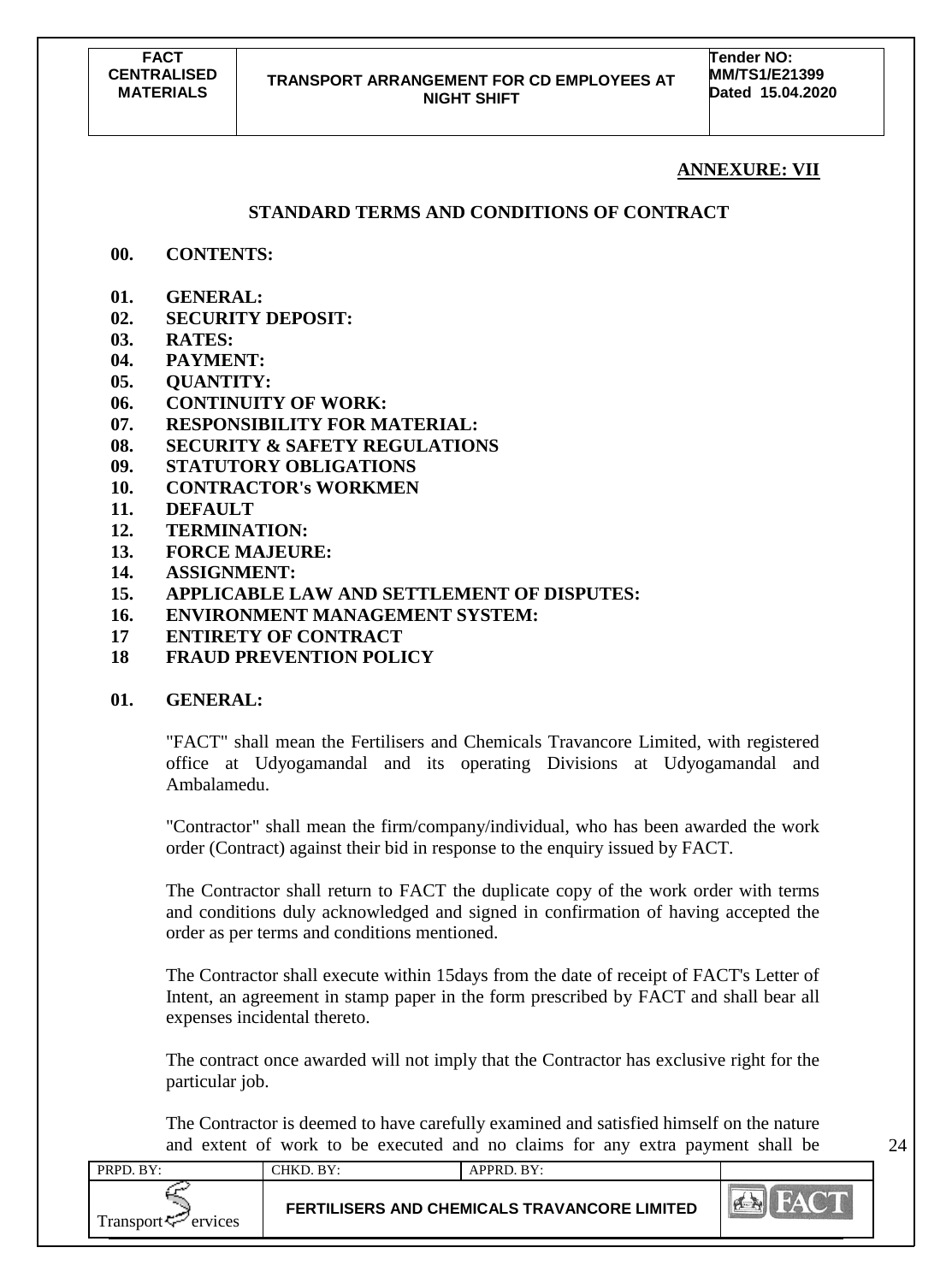## ANNEXURE: VII

### STANDARD TERMS AND CONDITIONS OF CONTRACT

**00. CONTENTS:**

**01. GENERAL:**
**02. SECURITY DEPOSIT:**
**03. RATES:**
**04. PAYMENT:**
**05. QUANTITY:**
**06. CONTINUITY OF WORK:**
**07. RESPONSIBILITY FOR MATERIAL:**
**08. SECURITY & SAFETY REGULATIONS**
**09. STATUTORY OBLIGATIONS**
**10. CONTRACTOR's WORKMEN**
**11. DEFAULT**
**12. TERMINATION:**
**13. FORCE MAJEURE:**
**14. ASSIGNMENT:**
**15. APPLICABLE LAW AND SETTLEMENT OF DISPUTES:**
**16. ENVIRONMENT MANAGEMENT SYSTEM:**
**17 ENTIRETY OF CONTRACT**
**18 FRAUD PREVENTION POLICY**

**01. GENERAL:**

"FACT" shall mean the Fertilisers and Chemicals Travancore Limited, with registered office at Udyogamandal and its operating Divisions at Udyogamandal and Ambalamedu.

"Contractor" shall mean the firm/company/individual, who has been awarded the work order (Contract) against their bid in response to the enquiry issued by FACT.

The Contractor shall return to FACT the duplicate copy of the work order with terms and conditions duly acknowledged and signed in confirmation of having accepted the order as per terms and conditions mentioned.

The Contractor shall execute within 15days from the date of receipt of FACT's Letter of Intent, an agreement in stamp paper in the form prescribed by FACT and shall bear all expenses incidental thereto.

The contract once awarded will not imply that the Contractor has exclusive right for the particular job.

The Contractor is deemed to have carefully examined and satisfied himself on the nature and extent of work to be executed and no claims for any extra payment shall be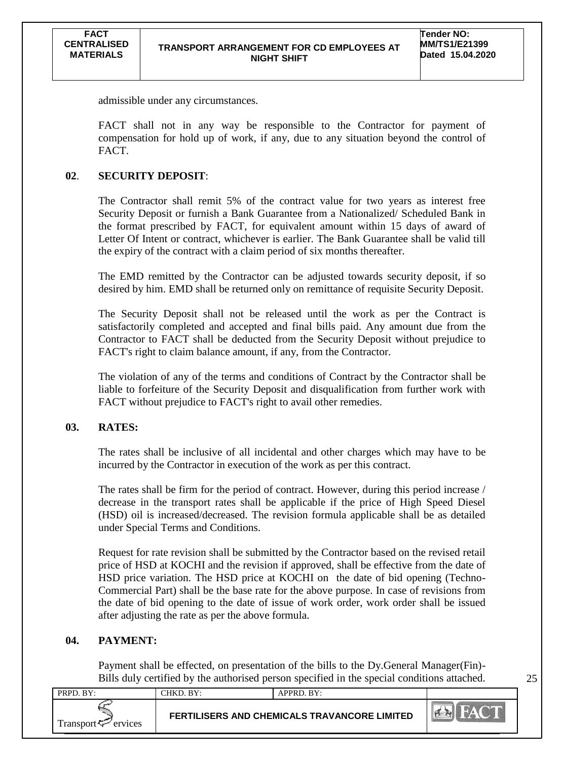admissible under any circumstances.

FACT shall not in any way be responsible to the Contractor for payment of compensation for hold up of work, if any, due to any situation beyond the control of FACT.

**02**. **SECURITY DEPOSIT**:

The Contractor shall remit 5% of the contract value for two years as interest free Security Deposit or furnish a Bank Guarantee from a Nationalized/ Scheduled Bank in the format prescribed by FACT, for equivalent amount within 15 days of award of Letter Of Intent or contract, whichever is earlier. The Bank Guarantee shall be valid till the expiry of the contract with a claim period of six months thereafter.

The EMD remitted by the Contractor can be adjusted towards security deposit, if so desired by him. EMD shall be returned only on remittance of requisite Security Deposit.

The Security Deposit shall not be released until the work as per the Contract is satisfactorily completed and accepted and final bills paid. Any amount due from the Contractor to FACT shall be deducted from the Security Deposit without prejudice to FACT's right to claim balance amount, if any, from the Contractor.

The violation of any of the terms and conditions of Contract by the Contractor shall be liable to forfeiture of the Security Deposit and disqualification from further work with FACT without prejudice to FACT's right to avail other remedies.

**03. RATES:**

The rates shall be inclusive of all incidental and other charges which may have to be incurred by the Contractor in execution of the work as per this contract.

The rates shall be firm for the period of contract. However, during this period increase / decrease in the transport rates shall be applicable if the price of High Speed Diesel (HSD) oil is increased/decreased. The revision formula applicable shall be as detailed under Special Terms and Conditions.

Request for rate revision shall be submitted by the Contractor based on the revised retail price of HSD at KOCHI and the revision if approved, shall be effective from the date of HSD price variation. The HSD price at KOCHI on the date of bid opening (Techno-Commercial Part) shall be the base rate for the above purpose. In case of revisions from the date of bid opening to the date of issue of work order, work order shall be issued after adjusting the rate as per the above formula.

**04. PAYMENT:**

Payment shall be effected, on presentation of the bills to the Dy.General Manager(Fin)-Bills duly certified by the authorised person specified in the special conditions attached.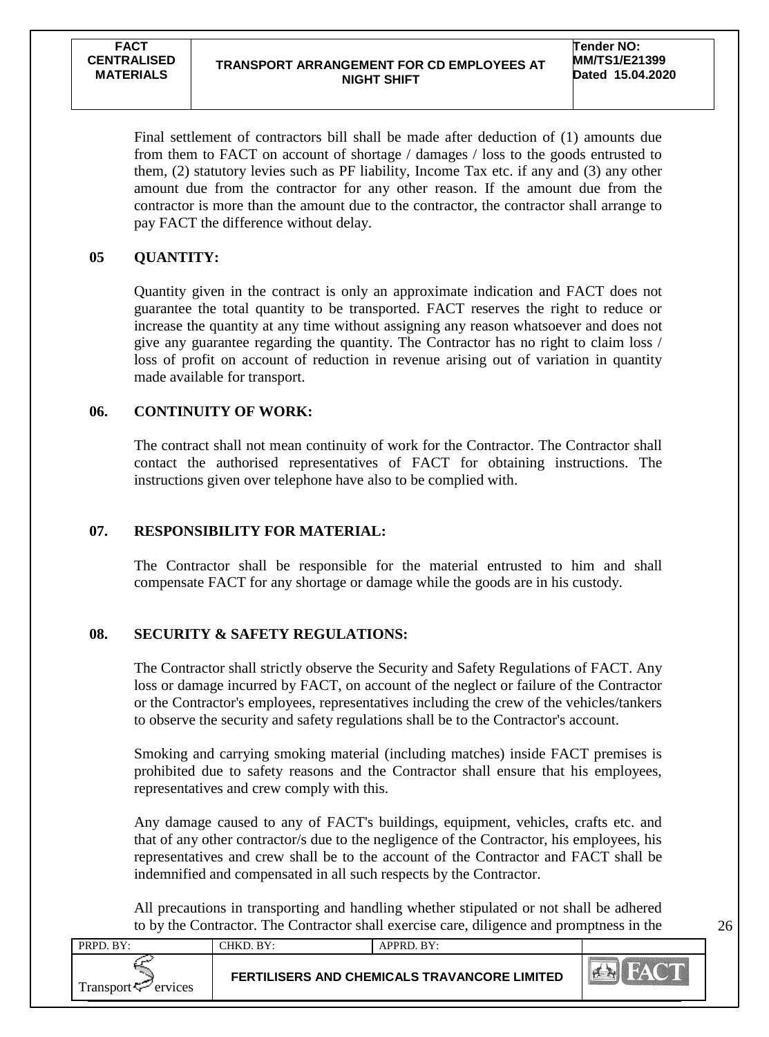Final settlement of contractors bill shall be made after deduction of (1) amounts due from them to FACT on account of shortage / damages / loss to the goods entrusted to them, (2) statutory levies such as PF liability, Income Tax etc. if any and (3) any other amount due from the contractor for any other reason. If the amount due from the contractor is more than the amount due to the contractor, the contractor shall arrange to pay FACT the difference without delay.

## 05 QUANTITY:

Quantity given in the contract is only an approximate indication and FACT does not guarantee the total quantity to be transported. FACT reserves the right to reduce or increase the quantity at any time without assigning any reason whatsoever and does not give any guarantee regarding the quantity. The Contractor has no right to claim loss / loss of profit on account of reduction in revenue arising out of variation in quantity made available for transport.

## 06. CONTINUITY OF WORK:

The contract shall not mean continuity of work for the Contractor. The Contractor shall contact the authorised representatives of FACT for obtaining instructions. The instructions given over telephone have also to be complied with.

## 07. RESPONSIBILITY FOR MATERIAL:

The Contractor shall be responsible for the material entrusted to him and shall compensate FACT for any shortage or damage while the goods are in his custody.

## 08. SECURITY & SAFETY REGULATIONS:

The Contractor shall strictly observe the Security and Safety Regulations of FACT. Any loss or damage incurred by FACT, on account of the neglect or failure of the Contractor or the Contractor's employees, representatives including the crew of the vehicles/tankers to observe the security and safety regulations shall be to the Contractor's account.

Smoking and carrying smoking material (including matches) inside FACT premises is prohibited due to safety reasons and the Contractor shall ensure that his employees, representatives and crew comply with this.

Any damage caused to any of FACT's buildings, equipment, vehicles, crafts etc. and that of any other contractor/s due to the negligence of the Contractor, his employees, his representatives and crew shall be to the account of the Contractor and FACT shall be indemnified and compensated in all such respects by the Contractor.

All precautions in transporting and handling whether stipulated or not shall be adhered to by the Contractor. The Contractor shall exercise care, diligence and promptness in the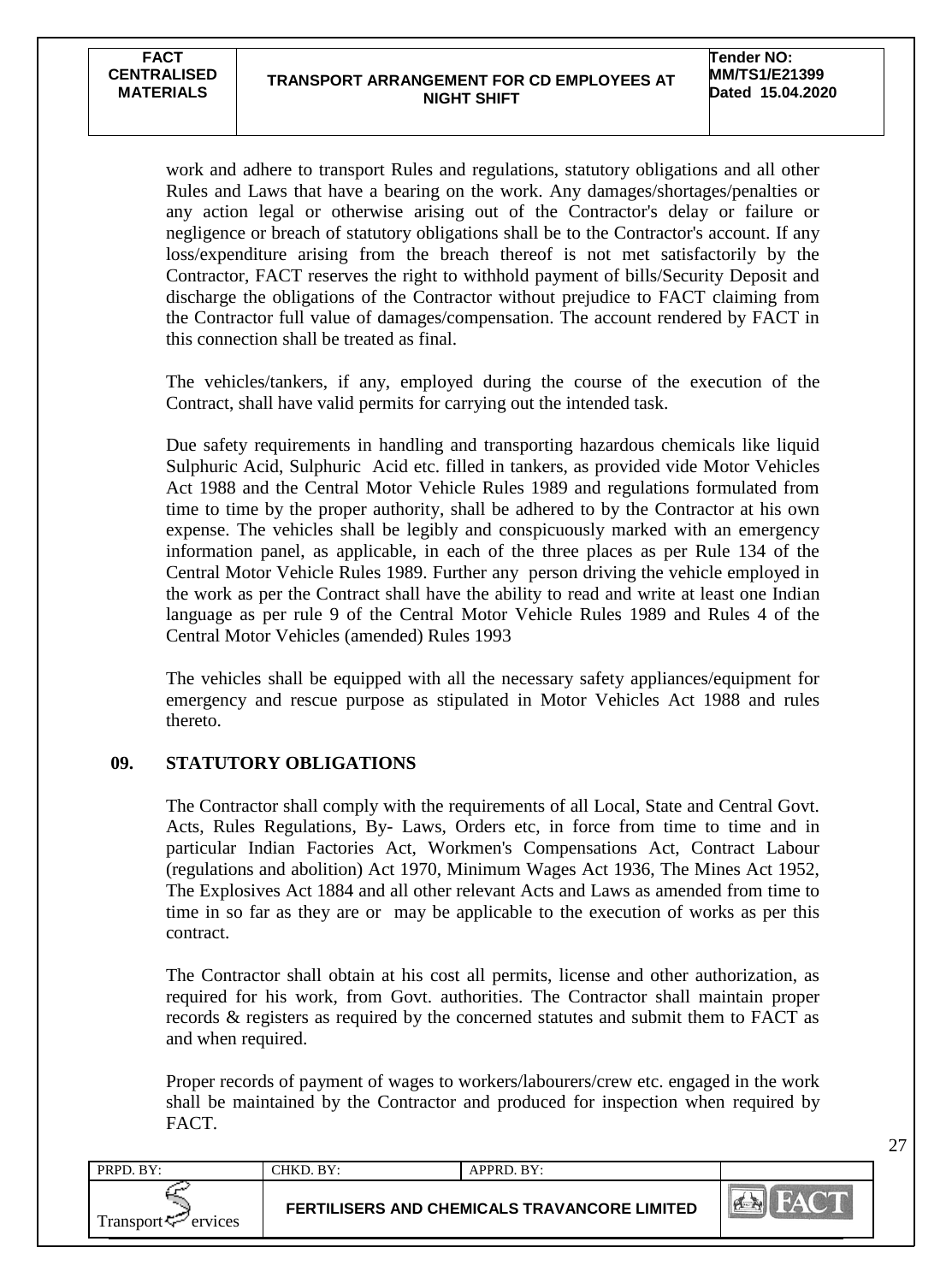work and adhere to transport Rules and regulations, statutory obligations and all other Rules and Laws that have a bearing on the work. Any damages/shortages/penalties or any action legal or otherwise arising out of the Contractor's delay or failure or negligence or breach of statutory obligations shall be to the Contractor's account. If any loss/expenditure arising from the breach thereof is not met satisfactorily by the Contractor, FACT reserves the right to withhold payment of bills/Security Deposit and discharge the obligations of the Contractor without prejudice to FACT claiming from the Contractor full value of damages/compensation. The account rendered by FACT in this connection shall be treated as final.

The vehicles/tankers, if any, employed during the course of the execution of the Contract, shall have valid permits for carrying out the intended task.

Due safety requirements in handling and transporting hazardous chemicals like liquid Sulphuric Acid, Sulphuric Acid etc. filled in tankers, as provided vide Motor Vehicles Act 1988 and the Central Motor Vehicle Rules 1989 and regulations formulated from time to time by the proper authority, shall be adhered to by the Contractor at his own expense. The vehicles shall be legibly and conspicuously marked with an emergency information panel, as applicable, in each of the three places as per Rule 134 of the Central Motor Vehicle Rules 1989. Further any person driving the vehicle employed in the work as per the Contract shall have the ability to read and write at least one Indian language as per rule 9 of the Central Motor Vehicle Rules 1989 and Rules 4 of the Central Motor Vehicles (amended) Rules 1993

The vehicles shall be equipped with all the necessary safety appliances/equipment for emergency and rescue purpose as stipulated in Motor Vehicles Act 1988 and rules thereto.

## 09. STATUTORY OBLIGATIONS

The Contractor shall comply with the requirements of all Local, State and Central Govt. Acts, Rules Regulations, By- Laws, Orders etc, in force from time to time and in particular Indian Factories Act, Workmen's Compensations Act, Contract Labour (regulations and abolition) Act 1970, Minimum Wages Act 1936, The Mines Act 1952, The Explosives Act 1884 and all other relevant Acts and Laws as amended from time to time in so far as they are or may be applicable to the execution of works as per this contract.

The Contractor shall obtain at his cost all permits, license and other authorization, as required for his work, from Govt. authorities. The Contractor shall maintain proper records & registers as required by the concerned statutes and submit them to FACT as and when required.

Proper records of payment of wages to workers/labourers/crew etc. engaged in the work shall be maintained by the Contractor and produced for inspection when required by FACT.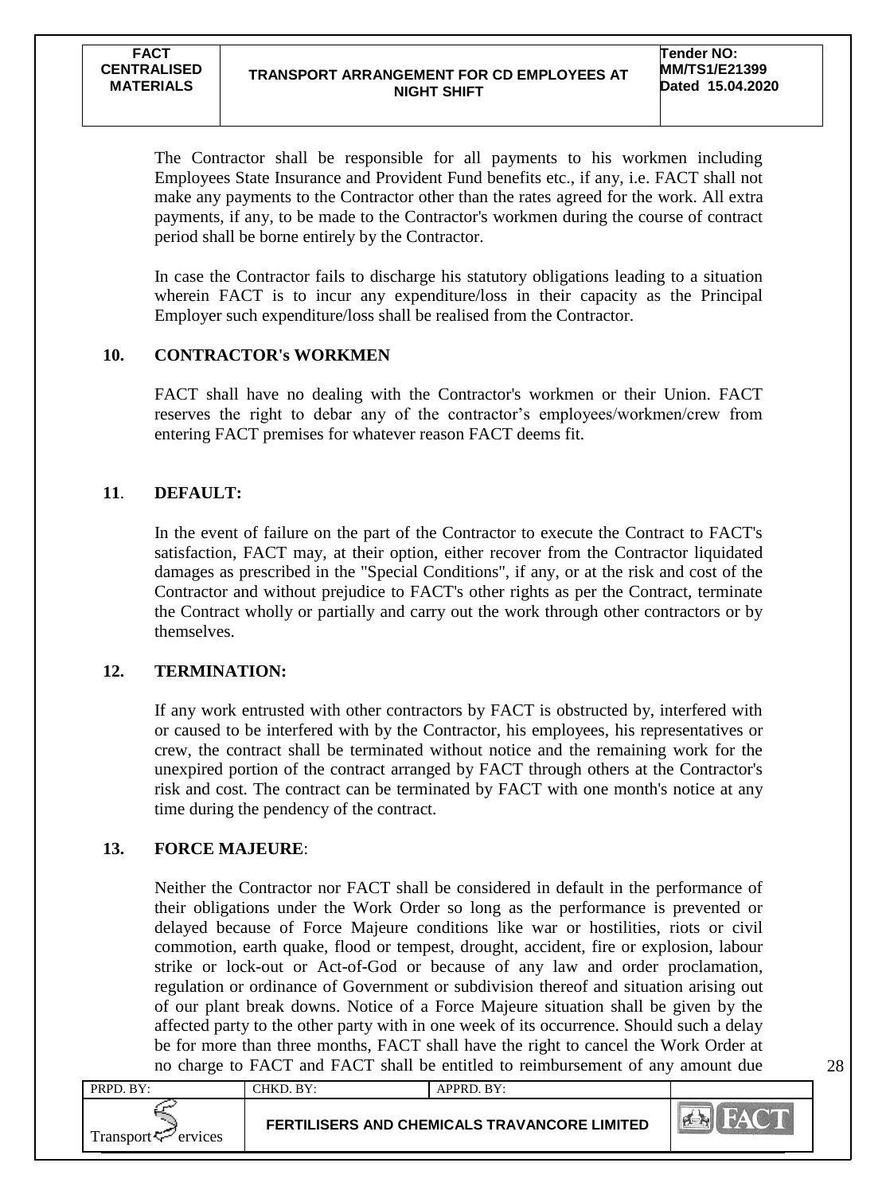The Contractor shall be responsible for all payments to his workmen including Employees State Insurance and Provident Fund benefits etc., if any, i.e. FACT shall not make any payments to the Contractor other than the rates agreed for the work. All extra payments, if any, to be made to the Contractor's workmen during the course of contract period shall be borne entirely by the Contractor.

In case the Contractor fails to discharge his statutory obligations leading to a situation wherein FACT is to incur any expenditure/loss in their capacity as the Principal Employer such expenditure/loss shall be realised from the Contractor.

## 10. CONTRACTOR's WORKMEN

FACT shall have no dealing with the Contractor's workmen or their Union. FACT reserves the right to debar any of the contractor's employees/workmen/crew from entering FACT premises for whatever reason FACT deems fit.

## 11. DEFAULT:

In the event of failure on the part of the Contractor to execute the Contract to FACT's satisfaction, FACT may, at their option, either recover from the Contractor liquidated damages as prescribed in the "Special Conditions", if any, or at the risk and cost of the Contractor and without prejudice to FACT's other rights as per the Contract, terminate the Contract wholly or partially and carry out the work through other contractors or by themselves.

## 12. TERMINATION:

If any work entrusted with other contractors by FACT is obstructed by, interfered with or caused to be interfered with by the Contractor, his employees, his representatives or crew, the contract shall be terminated without notice and the remaining work for the unexpired portion of the contract arranged by FACT through others at the Contractor's risk and cost. The contract can be terminated by FACT with one month's notice at any time during the pendency of the contract.

## 13. FORCE MAJEURE:

Neither the Contractor nor FACT shall be considered in default in the performance of their obligations under the Work Order so long as the performance is prevented or delayed because of Force Majeure conditions like war or hostilities, riots or civil commotion, earth quake, flood or tempest, drought, accident, fire or explosion, labour strike or lock-out or Act-of-God or because of any law and order proclamation, regulation or ordinance of Government or subdivision thereof and situation arising out of our plant break downs. Notice of a Force Majeure situation shall be given by the affected party to the other party with in one week of its occurrence. Should such a delay be for more than three months, FACT shall have the right to cancel the Work Order at no charge to FACT and FACT shall be entitled to reimbursement of any amount due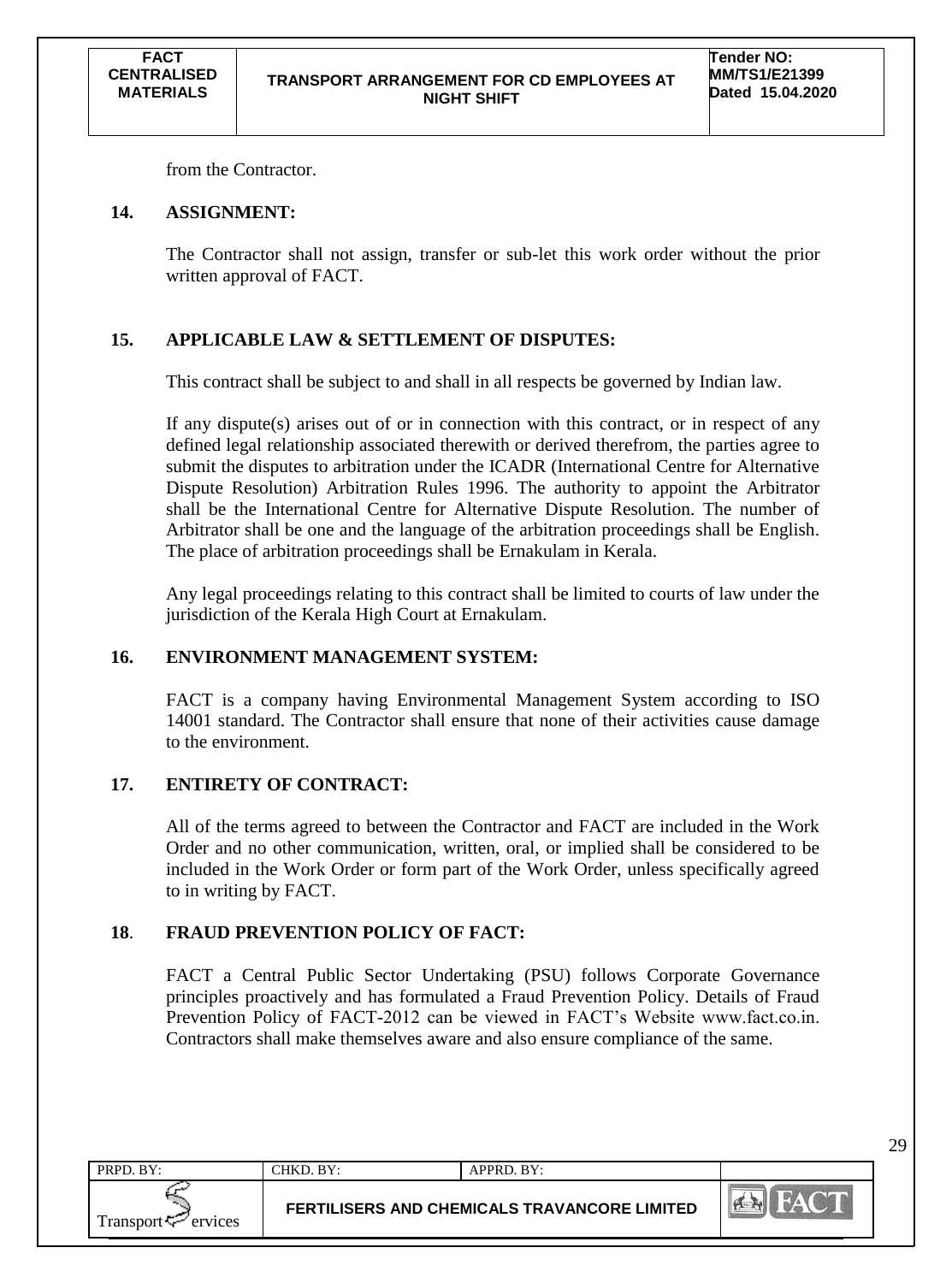from the Contractor.

## 14. ASSIGNMENT:

The Contractor shall not assign, transfer or sub-let this work order without the prior written approval of FACT.

## 15. APPLICABLE LAW & SETTLEMENT OF DISPUTES:

This contract shall be subject to and shall in all respects be governed by Indian law.

If any dispute(s) arises out of or in connection with this contract, or in respect of any defined legal relationship associated therewith or derived therefrom, the parties agree to submit the disputes to arbitration under the ICADR (International Centre for Alternative Dispute Resolution) Arbitration Rules 1996. The authority to appoint the Arbitrator shall be the International Centre for Alternative Dispute Resolution. The number of Arbitrator shall be one and the language of the arbitration proceedings shall be English. The place of arbitration proceedings shall be Ernakulam in Kerala.

Any legal proceedings relating to this contract shall be limited to courts of law under the jurisdiction of the Kerala High Court at Ernakulam.

## 16. ENVIRONMENT MANAGEMENT SYSTEM:

FACT is a company having Environmental Management System according to ISO 14001 standard. The Contractor shall ensure that none of their activities cause damage to the environment.

## 17. ENTIRETY OF CONTRACT:

All of the terms agreed to between the Contractor and FACT are included in the Work Order and no other communication, written, oral, or implied shall be considered to be included in the Work Order or form part of the Work Order, unless specifically agreed to in writing by FACT.

## 18. FRAUD PREVENTION POLICY OF FACT:

FACT a Central Public Sector Undertaking (PSU) follows Corporate Governance principles proactively and has formulated a Fraud Prevention Policy. Details of Fraud Prevention Policy of FACT-2012 can be viewed in FACT's Website www.fact.co.in. Contractors shall make themselves aware and also ensure compliance of the same.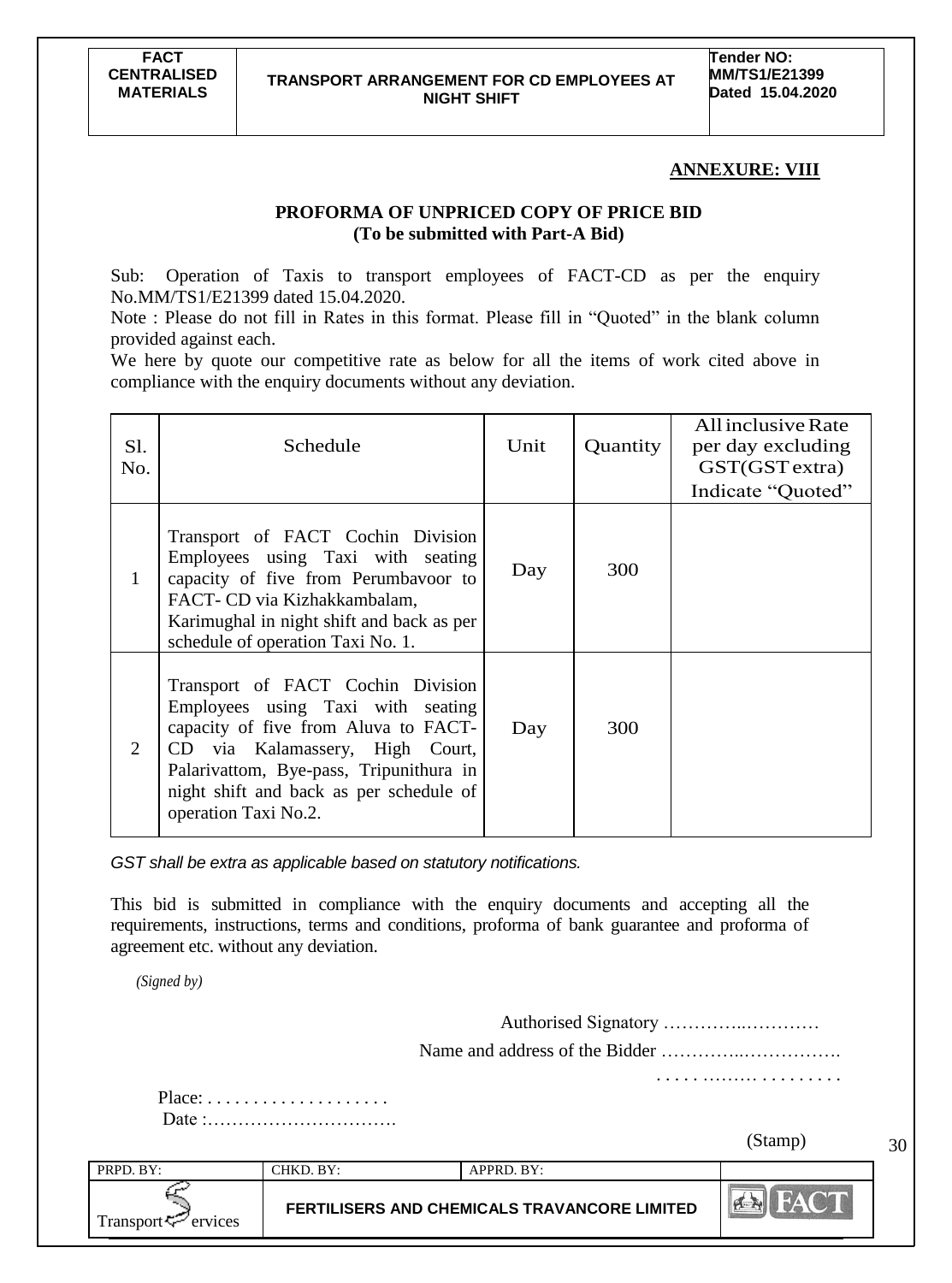## ANNEXURE: VIII

### PROFORMA OF UNPRICED COPY OF PRICE BID
**(To be submitted with Part-A Bid)**

Sub: Operation of Taxis to transport employees of FACT-CD as per the enquiry No.MM/TS1/E21399 dated 15.04.2020.

Note : Please do not fill in Rates in this format. Please fill in "Quoted" in the blank column provided against each.

We here by quote our competitive rate as below for all the items of work cited above in compliance with the enquiry documents without any deviation.

| Sl. No. | Schedule | Unit | Quantity | All inclusive Rate per day excluding GST(GST extra) Indicate "Quoted" |
|---|---|---|---|---|
| 1 | Transport of FACT Cochin Division Employees using Taxi with seating capacity of five from Perumbavoor to FACT- CD via Kizhakkambalam, Karimughal in night shift and back as per schedule of operation Taxi No. 1. | Day | 300 | |
| 2 | Transport of FACT Cochin Division Employees using Taxi with seating capacity of five from Aluva to FACT-CD via Kalamassery, High Court, Palarivattom, Bye-pass, Tripunithura in night shift and back as per schedule of operation Taxi No.2. | Day | 300 | |

*GST shall be extra as applicable based on statutory notifications.*

This bid is submitted in compliance with the enquiry documents and accepting all the requirements, instructions, terms and conditions, proforma of bank guarantee and proforma of agreement etc. without any deviation.

*(Signed by)*

Authorised Signatory …………..…………

Name and address of the Bidder …………..…………….

. . . . . ….…. . . . . . . . . .

Place: . . . . . . . . . . . . . . . . . . . . .

Date :………………………….

(Stamp)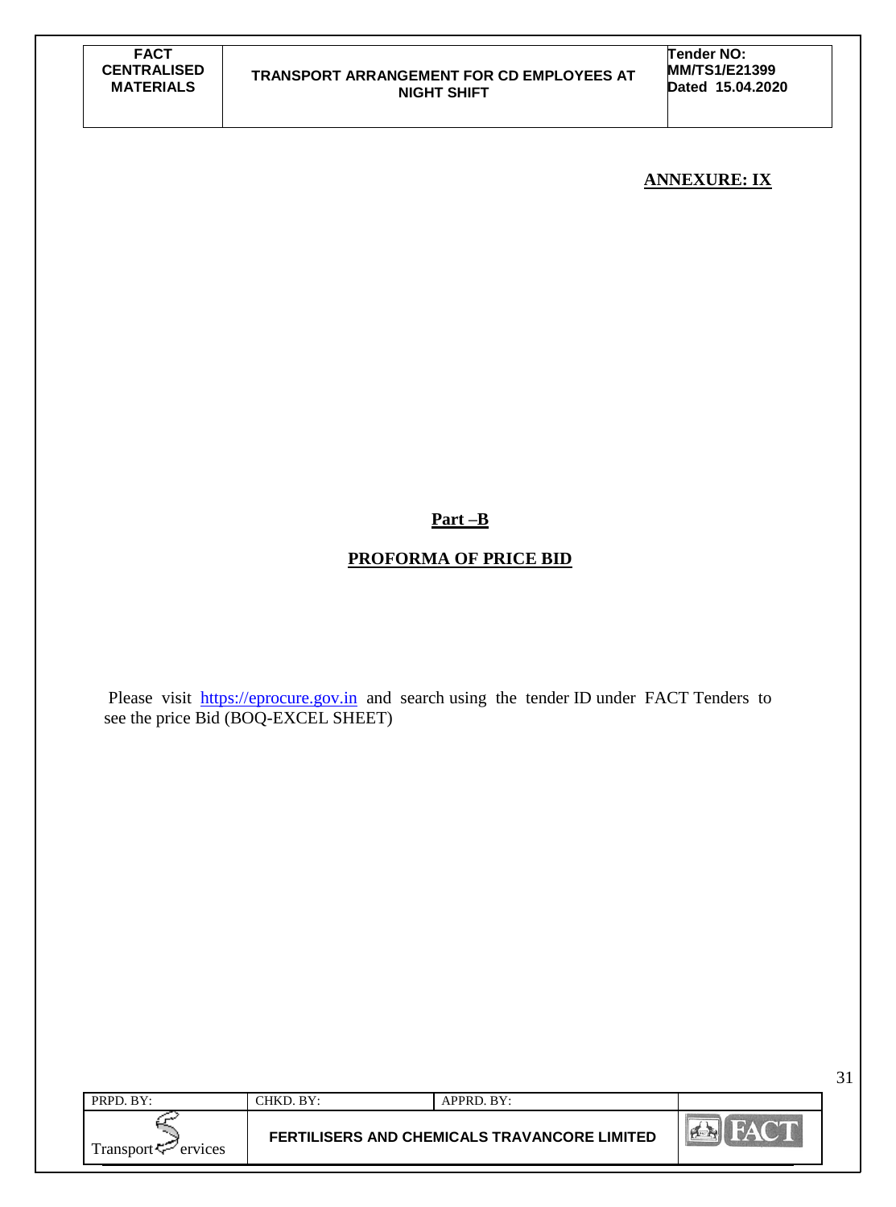**ANNEXURE: IX**

## Part –B

## PROFORMA OF PRICE BID

Please visit [https://eprocure.gov.in](https://eprocure.gov.in) and search using the tender ID under FACT Tenders to see the price Bid (BOQ-EXCEL SHEET)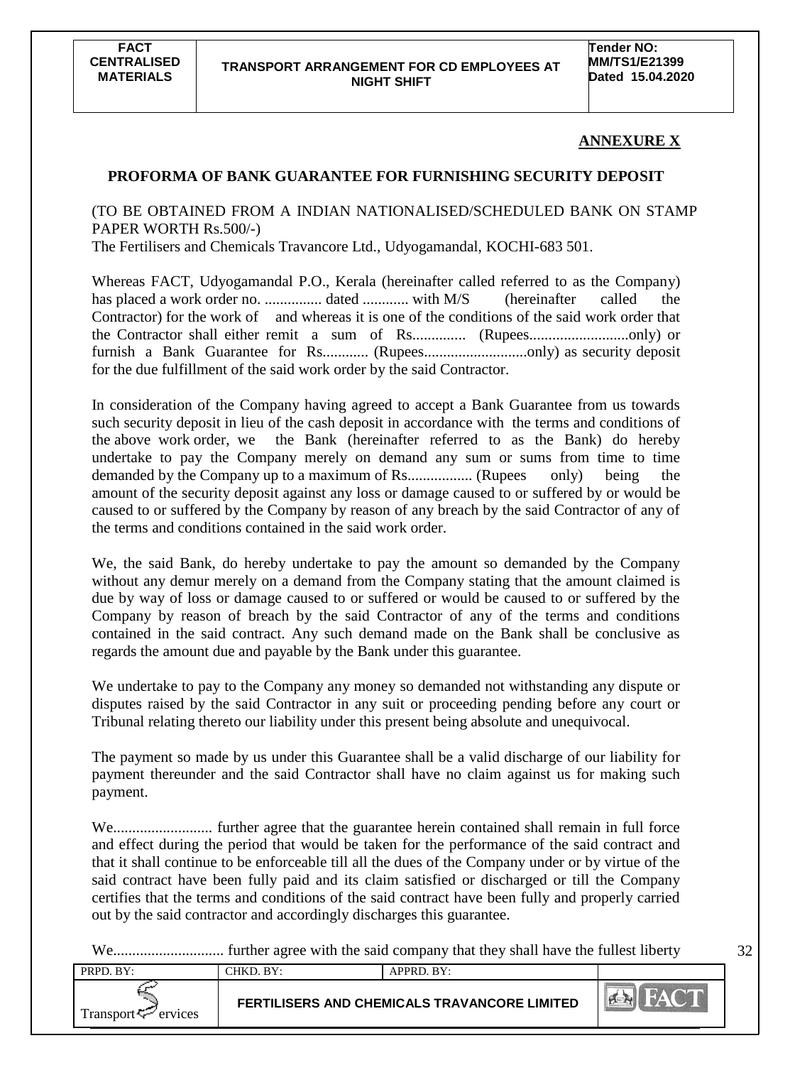## ANNEXURE X

### PROFORMA OF BANK GUARANTEE FOR FURNISHING SECURITY DEPOSIT

(TO BE OBTAINED FROM A INDIAN NATIONALISED/SCHEDULED BANK ON STAMP PAPER WORTH Rs.500/-)

The Fertilisers and Chemicals Travancore Ltd., Udyogamandal, KOCHI-683 501.

Whereas FACT, Udyogamandal P.O., Kerala (hereinafter called referred to as the Company) has placed a work order no. ............... dated ............ with M/S (hereinafter called the Contractor) for the work of and whereas it is one of the conditions of the said work order that the Contractor shall either remit a sum of Rs.............. (Rupees..........................only) or furnish a Bank Guarantee for Rs............ (Rupees...........................only) as security deposit for the due fulfillment of the said work order by the said Contractor.

In consideration of the Company having agreed to accept a Bank Guarantee from us towards such security deposit in lieu of the cash deposit in accordance with the terms and conditions of the above work order, we the Bank (hereinafter referred to as the Bank) do hereby undertake to pay the Company merely on demand any sum or sums from time to time demanded by the Company up to a maximum of Rs................. (Rupees only) being the amount of the security deposit against any loss or damage caused to or suffered by or would be caused to or suffered by the Company by reason of any breach by the said Contractor of any of the terms and conditions contained in the said work order.

We, the said Bank, do hereby undertake to pay the amount so demanded by the Company without any demur merely on a demand from the Company stating that the amount claimed is due by way of loss or damage caused to or suffered or would be caused to or suffered by the Company by reason of breach by the said Contractor of any of the terms and conditions contained in the said contract. Any such demand made on the Bank shall be conclusive as regards the amount due and payable by the Bank under this guarantee.

We undertake to pay to the Company any money so demanded not withstanding any dispute or disputes raised by the said Contractor in any suit or proceeding pending before any court or Tribunal relating thereto our liability under this present being absolute and unequivocal.

The payment so made by us under this Guarantee shall be a valid discharge of our liability for payment thereunder and the said Contractor shall have no claim against us for making such payment.

We.......................... further agree that the guarantee herein contained shall remain in full force and effect during the period that would be taken for the performance of the said contract and that it shall continue to be enforceable till all the dues of the Company under or by virtue of the said contract have been fully paid and its claim satisfied or discharged or till the Company certifies that the terms and conditions of the said contract have been fully and properly carried out by the said contractor and accordingly discharges this guarantee.

We............................. further agree with the said company that they shall have the fullest liberty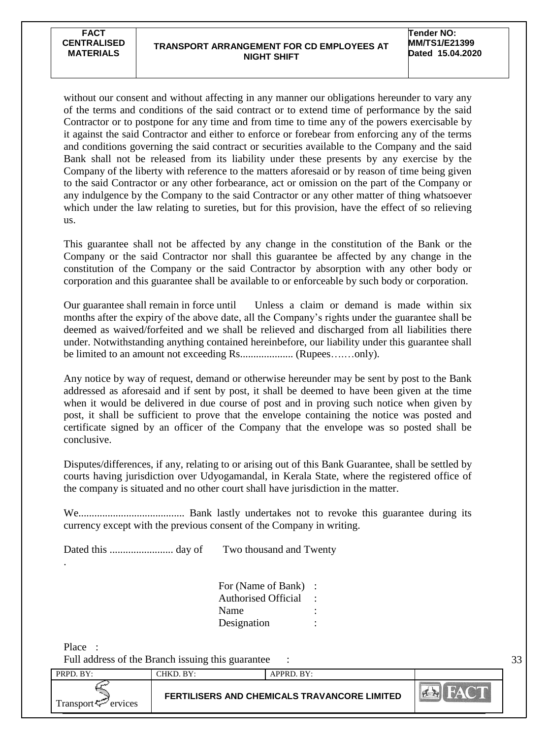without our consent and without affecting in any manner our obligations hereunder to vary any of the terms and conditions of the said contract or to extend time of performance by the said Contractor or to postpone for any time and from time to time any of the powers exercisable by it against the said Contractor and either to enforce or forebear from enforcing any of the terms and conditions governing the said contract or securities available to the Company and the said Bank shall not be released from its liability under these presents by any exercise by the Company of the liberty with reference to the matters aforesaid or by reason of time being given to the said Contractor or any other forbearance, act or omission on the part of the Company or any indulgence by the Company to the said Contractor or any other matter of thing whatsoever which under the law relating to sureties, but for this provision, have the effect of so relieving us.

This guarantee shall not be affected by any change in the constitution of the Bank or the Company or the said Contractor nor shall this guarantee be affected by any change in the constitution of the Company or the said Contractor by absorption with any other body or corporation and this guarantee shall be available to or enforceable by such body or corporation.

Our guarantee shall remain in force until      Unless a claim or demand is made within six months after the expiry of the above date, all the Company's rights under the guarantee shall be deemed as waived/forfeited and we shall be relieved and discharged from all liabilities there under. Notwithstanding anything contained hereinbefore, our liability under this guarantee shall be limited to an amount not exceeding Rs.................... (Rupees……only).

Any notice by way of request, demand or otherwise hereunder may be sent by post to the Bank addressed as aforesaid and if sent by post, it shall be deemed to have been given at the time when it would be delivered in due course of post and in proving such notice when given by post, it shall be sufficient to prove that the envelope containing the notice was posted and certificate signed by an officer of the Company that the envelope was so posted shall be conclusive.

Disputes/differences, if any, relating to or arising out of this Bank Guarantee, shall be settled by courts having jurisdiction over Udyogamandal, in Kerala State, where the registered office of the company is situated and no other court shall have jurisdiction in the matter.

We........................................ Bank lastly undertakes not to revoke this guarantee during its currency except with the previous consent of the Company in writing.

Dated this ........................ day of      Two thousand and Twenty

.

For (Name of Bank) :
Authorised Official :
Name :
Designation :

Place :

Full address of the Branch issuing this guarantee :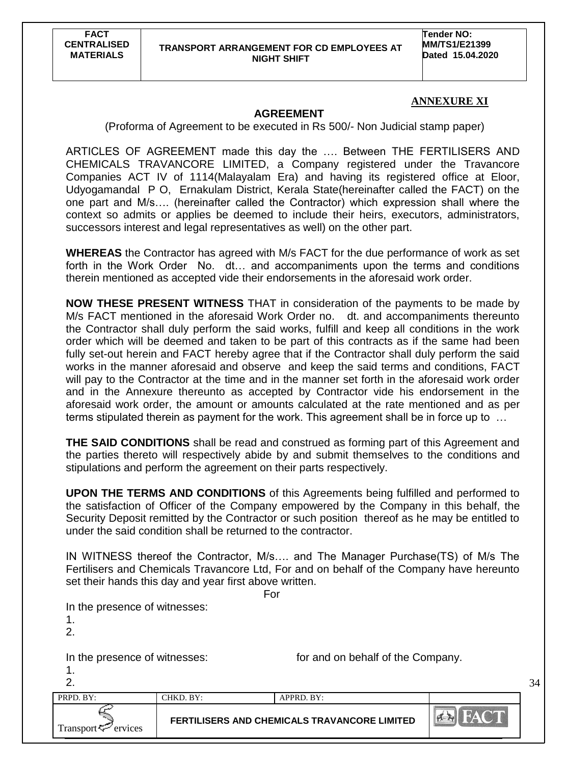**ANNEXURE XI**

## AGREEMENT

(Proforma of Agreement to be executed in Rs 500/- Non Judicial stamp paper)

ARTICLES OF AGREEMENT made this day the …. Between THE FERTILISERS AND CHEMICALS TRAVANCORE LIMITED, a Company registered under the Travancore Companies ACT IV of 1114(Malayalam Era) and having its registered office at Eloor, Udyogamandal P O, Ernakulam District, Kerala State(hereinafter called the FACT) on the one part and M/s…. (hereinafter called the Contractor) which expression shall where the context so admits or applies be deemed to include their heirs, executors, administrators, successors interest and legal representatives as well) on the other part.

**WHEREAS** the Contractor has agreed with M/s FACT for the due performance of work as set forth in the Work Order No. dt… and accompaniments upon the terms and conditions therein mentioned as accepted vide their endorsements in the aforesaid work order.

**NOW THESE PRESENT WITNESS** THAT in consideration of the payments to be made by M/s FACT mentioned in the aforesaid Work Order no. dt. and accompaniments thereunto the Contractor shall duly perform the said works, fulfill and keep all conditions in the work order which will be deemed and taken to be part of this contracts as if the same had been fully set-out herein and FACT hereby agree that if the Contractor shall duly perform the said works in the manner aforesaid and observe and keep the said terms and conditions, FACT will pay to the Contractor at the time and in the manner set forth in the aforesaid work order and in the Annexure thereunto as accepted by Contractor vide his endorsement in the aforesaid work order, the amount or amounts calculated at the rate mentioned and as per terms stipulated therein as payment for the work. This agreement shall be in force up to …

**THE SAID CONDITIONS** shall be read and construed as forming part of this Agreement and the parties thereto will respectively abide by and submit themselves to the conditions and stipulations and perform the agreement on their parts respectively.

**UPON THE TERMS AND CONDITIONS** of this Agreements being fulfilled and performed to the satisfaction of Officer of the Company empowered by the Company in this behalf, the Security Deposit remitted by the Contractor or such position thereof as he may be entitled to under the said condition shall be returned to the contractor.

IN WITNESS thereof the Contractor, M/s…. and The Manager Purchase(TS) of M/s The Fertilisers and Chemicals Travancore Ltd, For and on behalf of the Company have hereunto set their hands this day and year first above written.

For

In the presence of witnesses:

1.
2.

In the presence of witnesses: for and on behalf of the Company.

1.
2.